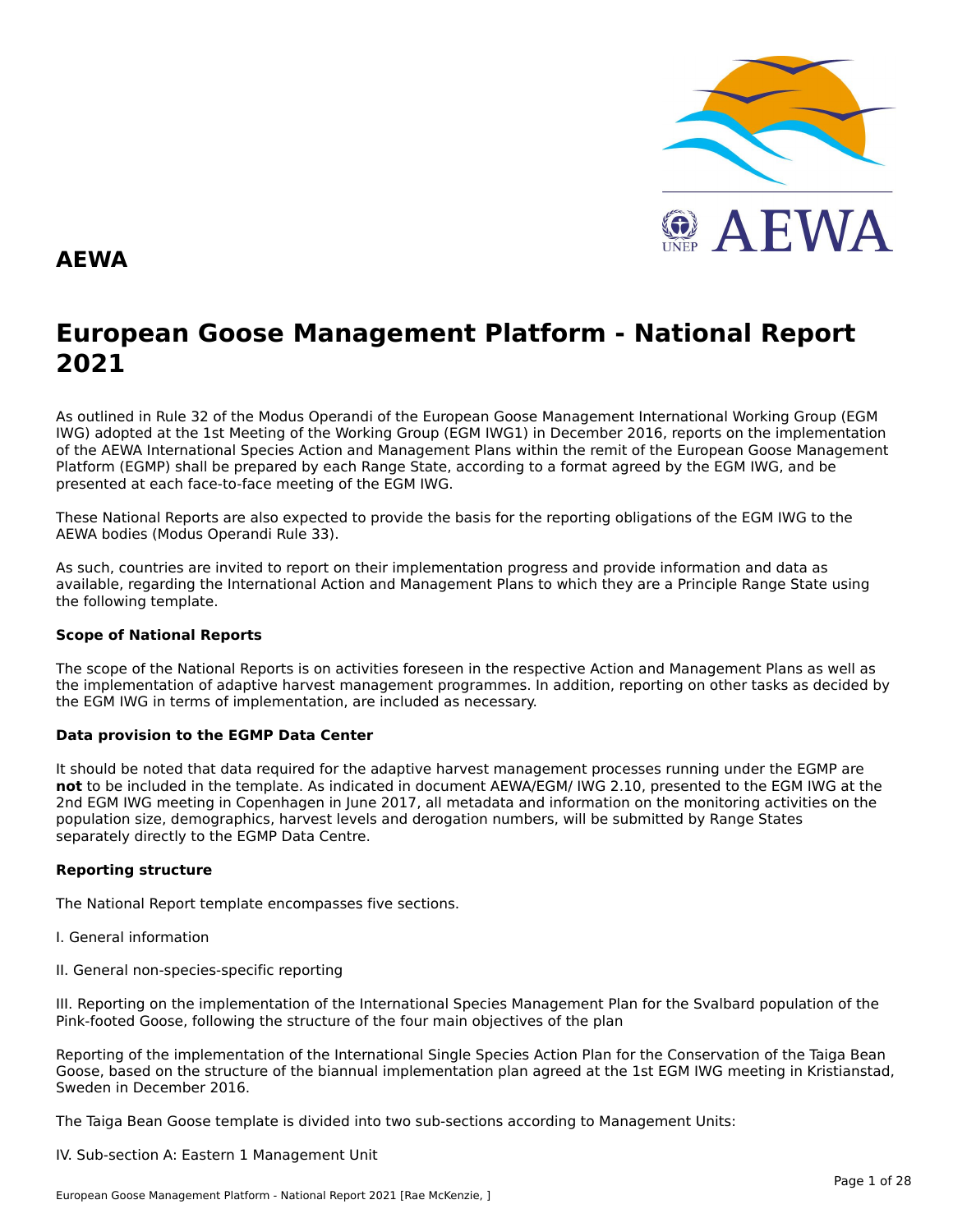# AEWA

# European Goose Management Platform - National Report 2021

As outlined in Rule 32 of the Modus Operandi of the European Goose Management International Working Group (EGM IWG) adopted at the 1st Meeting of the Working Group (EGM IWG1) in December 2016, reports on the implementation of the AEWA International Species Action and Management Plans within the remit of the European Goose Management Platform (EGMP) shall be prepared by each Range State, according to a format agreed by the EGM IWG, and be presented at each face-to-face meeting of the EGM IWG.

These National Reports are also expected to provide the basis for the reporting obligations of the EGM IWG to the AEWA bodies (Modus Operandi Rule 33).

As such, countries are invited to report on their implementation progress and provide information and data as available, regarding the International Action and Management Plans to which they are a Principle Range State using the following template.

**Scope of National Reports**

The scope of the National Reports is on activities foreseen in the respective Action and Management Plans as well as the implementation of adaptive harvest management programmes. In addition, reporting on other tasks as decided by the EGM IWG in terms of implementation, are included as necessary.

**Data provision to the EGMP Data Center**

It should be noted that data required for the adaptive harvest management processes running under the EGMP are **not** to be included in the template. As indicated in document AEWA/EGM/ IWG 2.10, presented to the EGM IWG at the 2nd EGM IWG meeting in Copenhagen in June 2017, all metadata and information on the monitoring activities on the population size, demographics, harvest levels and derogation numbers, will be submitted by Range States separately directly to the EGMP Data Centre.

**Reporting structure**

The National Report template encompasses five sections.

I. General information

II. General non-species-specific reporting

III. Reporting on the implementation of the International Species Management Plan for the Svalbard population of the Pink-footed Goose, following the structure of the four main objectives of the plan

Reporting of the implementation of the International Single Species Action Plan for the Conservation of the Taiga Bean Goose, based on the structure of the biannual implementation plan agreed at the 1st EGM IWG meeting in Kristianstad, Sweden in December 2016.

The Taiga Bean Goose template is divided into two sub-sections according to Management Units:

IV. Sub-section A: Eastern 1 Management Unit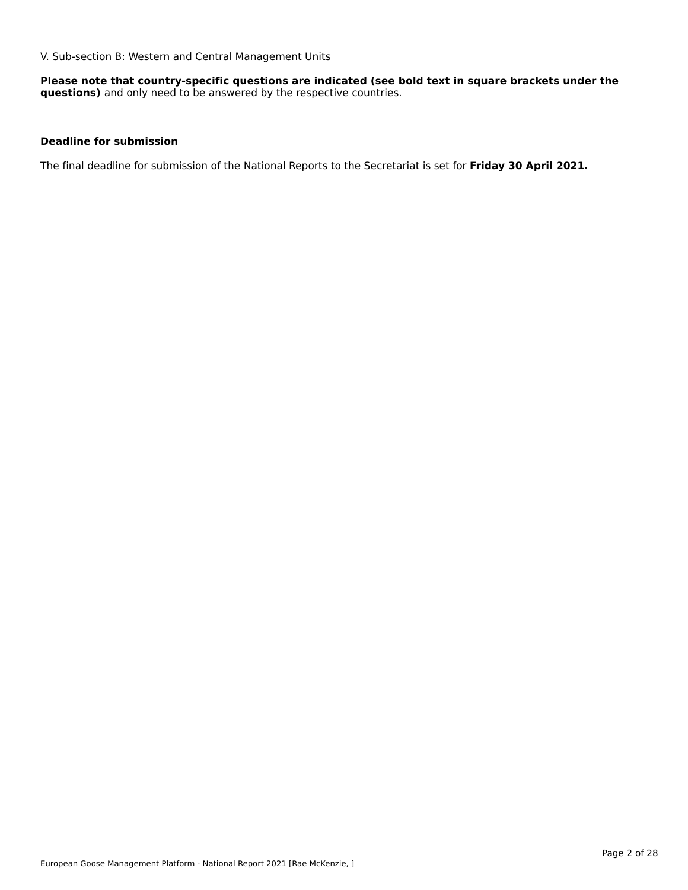V. Sub-section B: Western and Central Management Units

**Please note that country-specific questions are indicated (see bold text in square brackets under the questions)** and only need to be answered by the respective countries.

**Deadline for submission**

The final deadline for submission of the National Reports to the Secretariat is set for **Friday 30 April 2021.**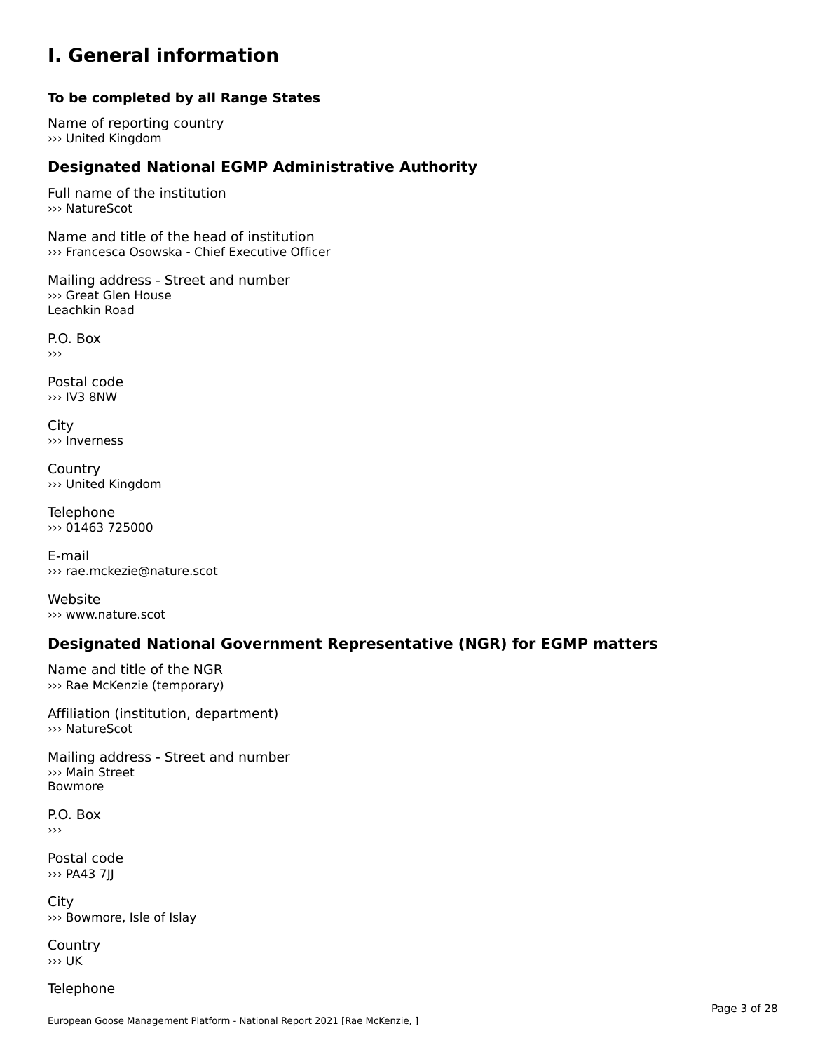# I. General information

### To be completed by all Range States

Name of reporting country
››› United Kingdom

## Designated National EGMP Administrative Authority

Full name of the institution
››› NatureScot

Name and title of the head of institution
››› Francesca Osowska - Chief Executive Officer

Mailing address - Street and number
››› Great Glen House
Leachkin Road

P.O. Box
›››

Postal code
››› IV3 8NW

City
››› Inverness

Country
››› United Kingdom

Telephone
››› 01463 725000

E-mail
››› rae.mckezie@nature.scot

Website
››› www.nature.scot

## Designated National Government Representative (NGR) for EGMP matters

Name and title of the NGR
››› Rae McKenzie (temporary)

Affiliation (institution, department)
››› NatureScot

Mailing address - Street and number
››› Main Street
Bowmore

P.O. Box
›››

Postal code
››› PA43 7JJ

City
››› Bowmore, Isle of Islay

Country
››› UK

Telephone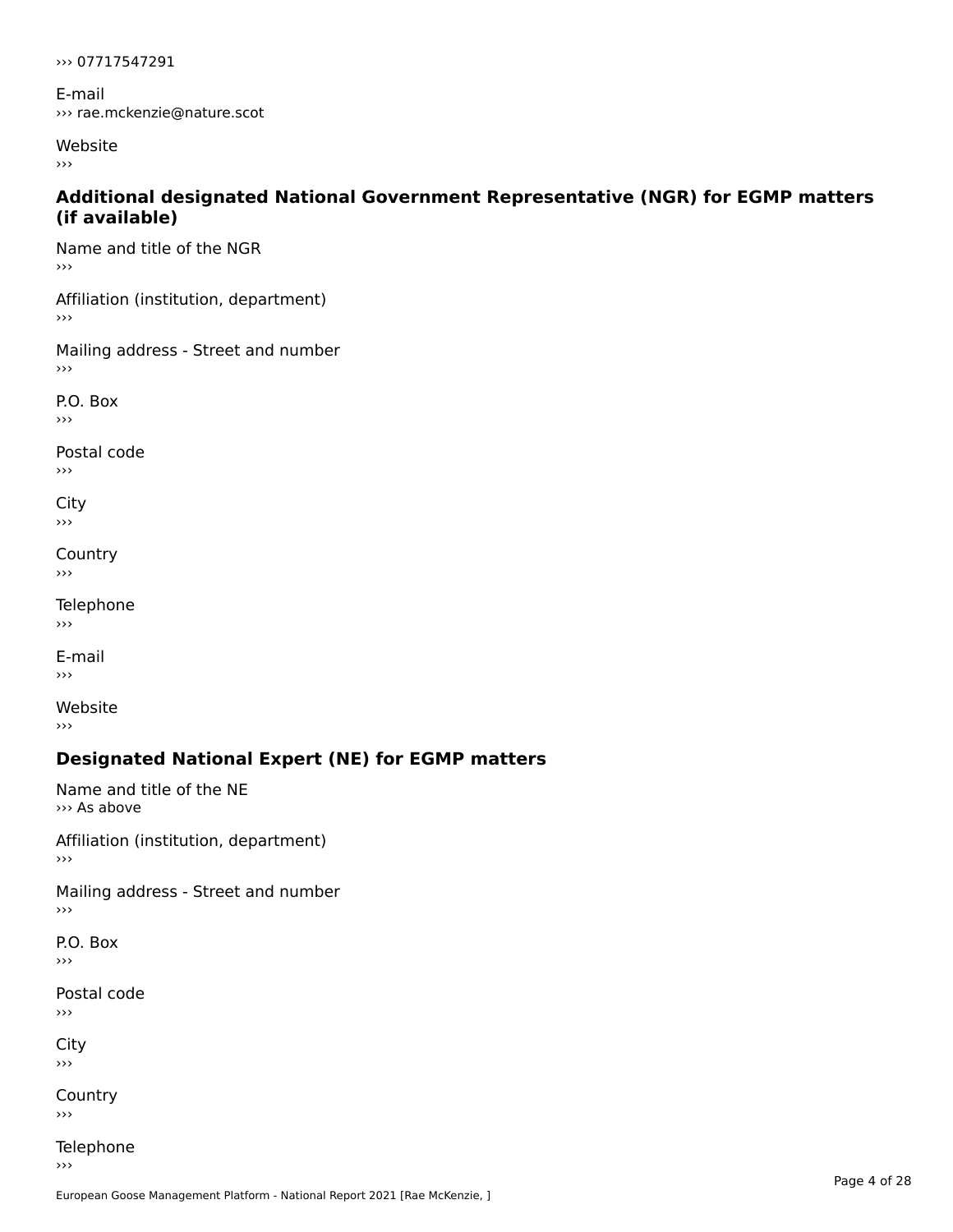››› 07717547291

E-mail
››› rae.mckenzie@nature.scot

Website
›››

## Additional designated National Government Representative (NGR) for EGMP matters (if available)

Name and title of the NGR
›››

Affiliation (institution, department)
›››

Mailing address - Street and number
›››

P.O. Box
›››

Postal code
›››

City
›››

Country
›››

Telephone
›››

E-mail
›››

Website
›››

## Designated National Expert (NE) for EGMP matters

Name and title of the NE
››› As above

Affiliation (institution, department)
›››

Mailing address - Street and number
›››

P.O. Box
›››

Postal code
›››

City
›››

Country
›››

Telephone
›››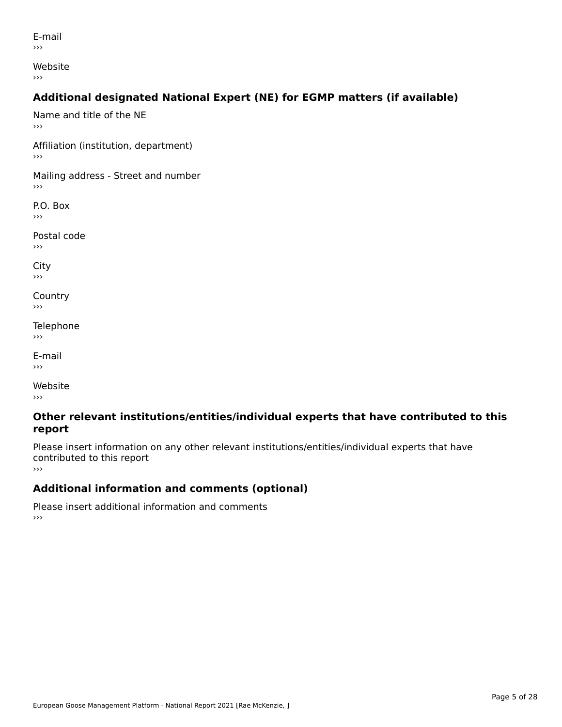E-mail
›››

Website
›››

### Additional designated National Expert (NE) for EGMP matters (if available)

Name and title of the NE
›››

Affiliation (institution, department)
›››

Mailing address - Street and number
›››

P.O. Box
›››

Postal code
›››

City
›››

Country
›››

Telephone
›››

E-mail
›››

Website
›››

### Other relevant institutions/entities/individual experts that have contributed to this report

Please insert information on any other relevant institutions/entities/individual experts that have contributed to this report
›››

### Additional information and comments (optional)

Please insert additional information and comments
›››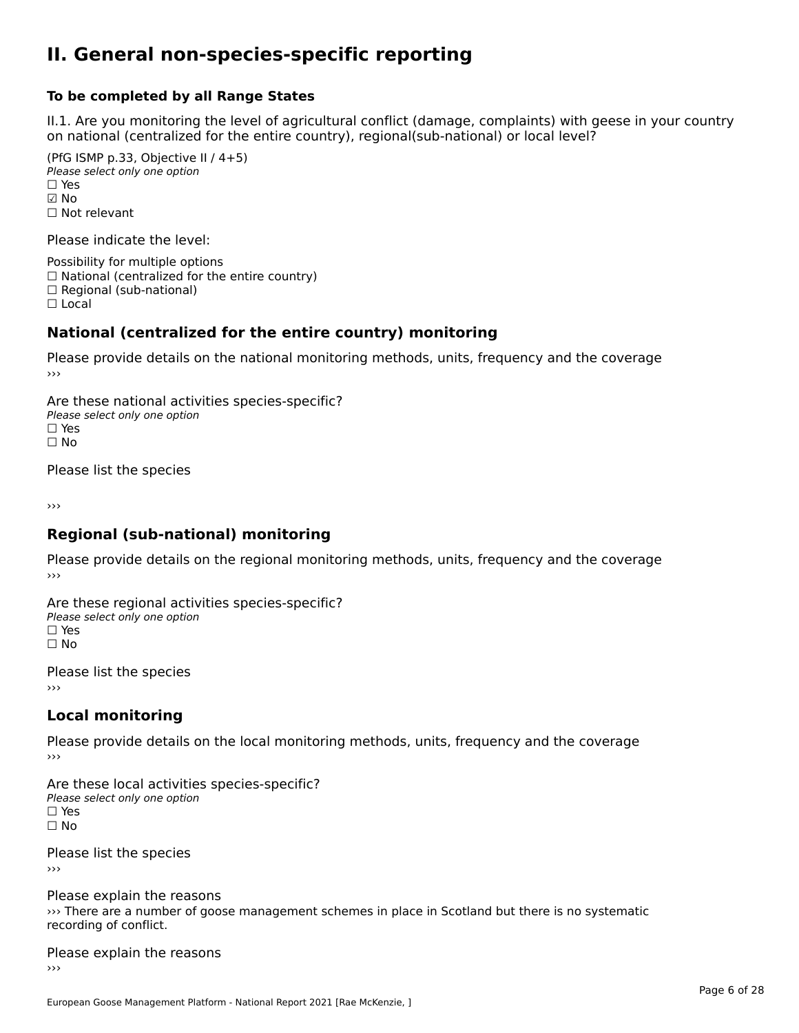# II. General non-species-specific reporting

**To be completed by all Range States**

II.1. Are you monitoring the level of agricultural conflict (damage, complaints) with geese in your country on national (centralized for the entire country), regional(sub-national) or local level?

(PfG ISMP p.33, Objective II / 4+5)

*Please select only one option*

☐ Yes
☑ No
☐ Not relevant

Please indicate the level:

Possibility for multiple options

☐ National (centralized for the entire country)
☐ Regional (sub-national)
☐ Local

## National (centralized for the entire country) monitoring

Please provide details on the national monitoring methods, units, frequency and the coverage

›››

Are these national activities species-specific?

*Please select only one option*

☐ Yes
☐ No

Please list the species

›››

## Regional (sub-national) monitoring

Please provide details on the regional monitoring methods, units, frequency and the coverage

›››

Are these regional activities species-specific?

*Please select only one option*

☐ Yes
☐ No

Please list the species

›››

## Local monitoring

Please provide details on the local monitoring methods, units, frequency and the coverage

›››

Are these local activities species-specific?

*Please select only one option*

☐ Yes
☐ No

Please list the species

›››

Please explain the reasons

››› There are a number of goose management schemes in place in Scotland but there is no systematic recording of conflict.

Please explain the reasons

›››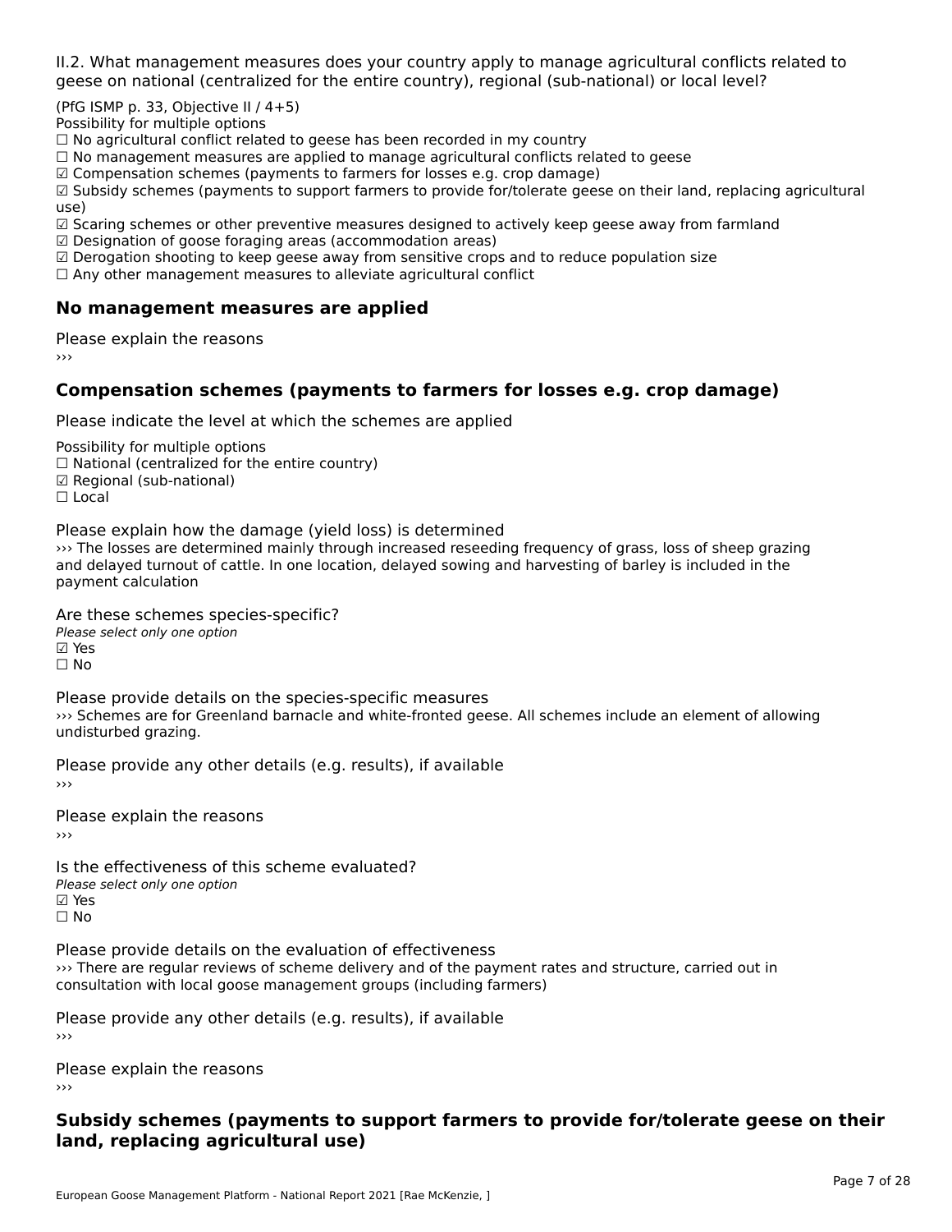II.2. What management measures does your country apply to manage agricultural conflicts related to geese on national (centralized for the entire country), regional (sub-national) or local level?

(PfG ISMP p. 33, Objective II / 4+5)
Possibility for multiple options
☐ No agricultural conflict related to geese has been recorded in my country
☐ No management measures are applied to manage agricultural conflicts related to geese
☑ Compensation schemes (payments to farmers for losses e.g. crop damage)
☑ Subsidy schemes (payments to support farmers to provide for/tolerate geese on their land, replacing agricultural use)
☑ Scaring schemes or other preventive measures designed to actively keep geese away from farmland
☑ Designation of goose foraging areas (accommodation areas)
☑ Derogation shooting to keep geese away from sensitive crops and to reduce population size
☐ Any other management measures to alleviate agricultural conflict

## No management measures are applied

Please explain the reasons
›››

## Compensation schemes (payments to farmers for losses e.g. crop damage)

Please indicate the level at which the schemes are applied

Possibility for multiple options
☐ National (centralized for the entire country)
☑ Regional (sub-national)
☐ Local

Please explain how the damage (yield loss) is determined
››› The losses are determined mainly through increased reseeding frequency of grass, loss of sheep grazing and delayed turnout of cattle. In one location, delayed sowing and harvesting of barley is included in the payment calculation

Are these schemes species-specific?
*Please select only one option*
☑ Yes
☐ No

Please provide details on the species-specific measures
››› Schemes are for Greenland barnacle and white-fronted geese. All schemes include an element of allowing undisturbed grazing.

Please provide any other details (e.g. results), if available
›››

Please explain the reasons
›››

Is the effectiveness of this scheme evaluated?
*Please select only one option*
☑ Yes
☐ No

Please provide details on the evaluation of effectiveness
››› There are regular reviews of scheme delivery and of the payment rates and structure, carried out in consultation with local goose management groups (including farmers)

Please provide any other details (e.g. results), if available
›››

Please explain the reasons
›››

## Subsidy schemes (payments to support farmers to provide for/tolerate geese on their land, replacing agricultural use)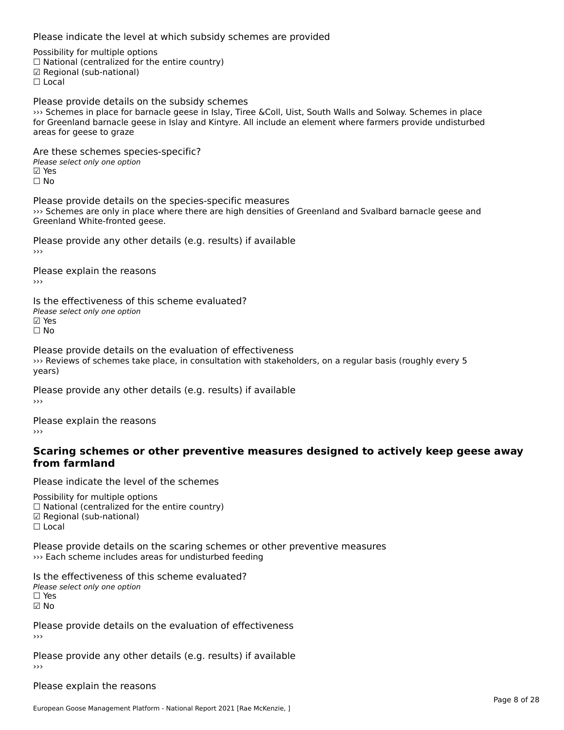Please indicate the level at which subsidy schemes are provided

Possibility for multiple options
☐ National (centralized for the entire country)
☑ Regional (sub-national)
☐ Local

Please provide details on the subsidy schemes
››› Schemes in place for barnacle geese in Islay, Tiree &Coll, Uist, South Walls and Solway. Schemes in place for Greenland barnacle geese in Islay and Kintyre. All include an element where farmers provide undisturbed areas for geese to graze

Are these schemes species-specific?
*Please select only one option*
☑ Yes
☐ No

Please provide details on the species-specific measures
››› Schemes are only in place where there are high densities of Greenland and Svalbard barnacle geese and Greenland White-fronted geese.

Please provide any other details (e.g. results) if available
›››

Please explain the reasons
›››

Is the effectiveness of this scheme evaluated?
*Please select only one option*
☑ Yes
☐ No

Please provide details on the evaluation of effectiveness
››› Reviews of schemes take place, in consultation with stakeholders, on a regular basis (roughly every 5 years)

Please provide any other details (e.g. results) if available
›››

Please explain the reasons
›››

## Scaring schemes or other preventive measures designed to actively keep geese away from farmland

Please indicate the level of the schemes

Possibility for multiple options
☐ National (centralized for the entire country)
☑ Regional (sub-national)
☐ Local

Please provide details on the scaring schemes or other preventive measures
››› Each scheme includes areas for undisturbed feeding

Is the effectiveness of this scheme evaluated?
*Please select only one option*
☐ Yes
☑ No

Please provide details on the evaluation of effectiveness
›››

Please provide any other details (e.g. results) if available
›››

Please explain the reasons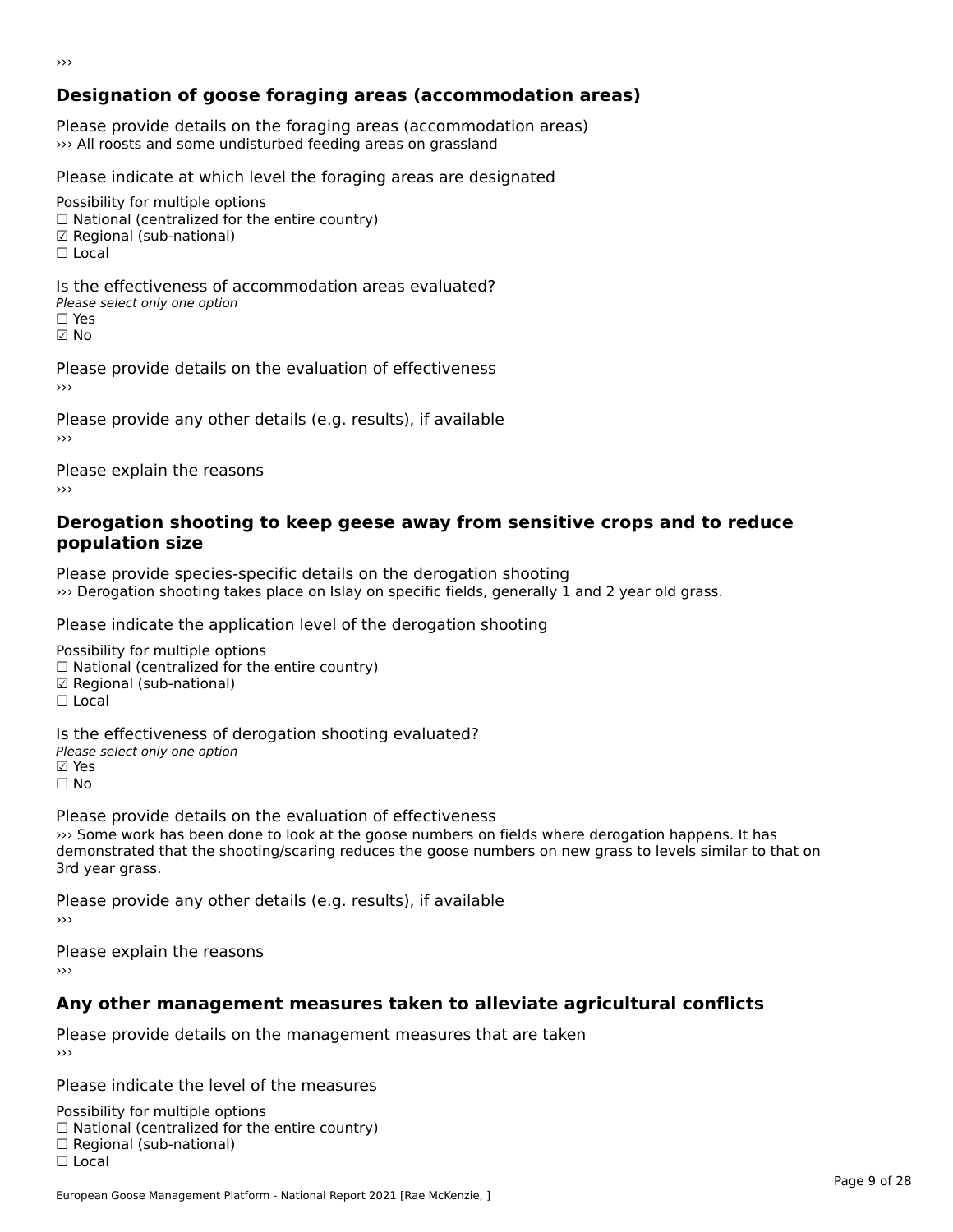›››

## Designation of goose foraging areas (accommodation areas)

Please provide details on the foraging areas (accommodation areas)
››› All roosts and some undisturbed feeding areas on grassland

Please indicate at which level the foraging areas are designated

Possibility for multiple options
☐ National (centralized for the entire country)
☑ Regional (sub-national)
☐ Local

Is the effectiveness of accommodation areas evaluated?
*Please select only one option*
☐ Yes
☑ No

Please provide details on the evaluation of effectiveness
›››

Please provide any other details (e.g. results), if available
›››

Please explain the reasons
›››

## Derogation shooting to keep geese away from sensitive crops and to reduce population size

Please provide species-specific details on the derogation shooting
››› Derogation shooting takes place on Islay on specific fields, generally 1 and 2 year old grass.

Please indicate the application level of the derogation shooting

Possibility for multiple options
☐ National (centralized for the entire country)
☑ Regional (sub-national)
☐ Local

Is the effectiveness of derogation shooting evaluated?
*Please select only one option*
☑ Yes
☐ No

Please provide details on the evaluation of effectiveness
››› Some work has been done to look at the goose numbers on fields where derogation happens. It has demonstrated that the shooting/scaring reduces the goose numbers on new grass to levels similar to that on 3rd year grass.

Please provide any other details (e.g. results), if available
›››

Please explain the reasons
›››

## Any other management measures taken to alleviate agricultural conflicts

Please provide details on the management measures that are taken
›››

Please indicate the level of the measures

Possibility for multiple options
☐ National (centralized for the entire country)
☐ Regional (sub-national)
☐ Local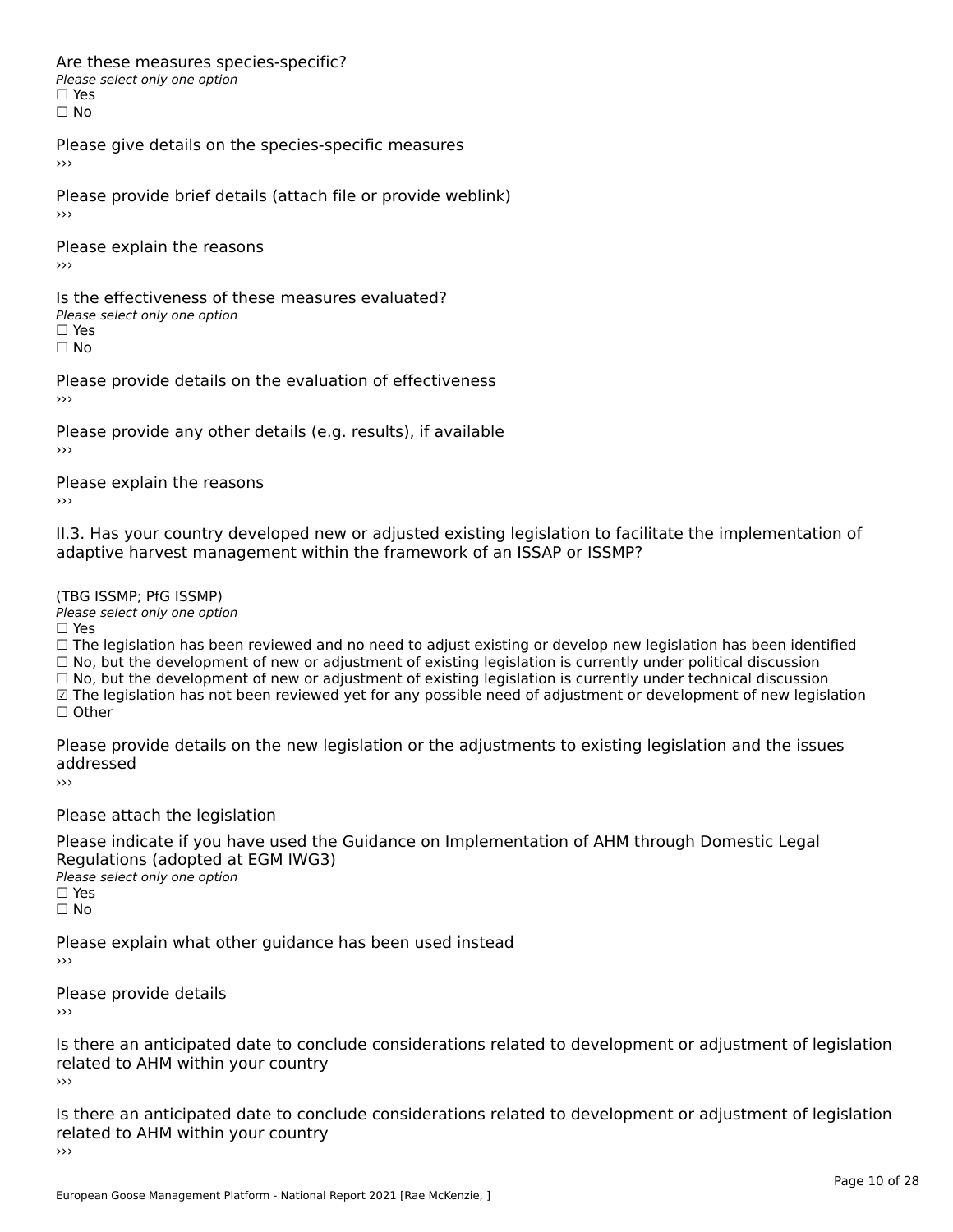Are these measures species-specific?

*Please select only one option*

☐ Yes
☐ No

Please give details on the species-specific measures

›››

Please provide brief details (attach file or provide weblink)

›››

Please explain the reasons

›››

Is the effectiveness of these measures evaluated?

*Please select only one option*

☐ Yes
☐ No

Please provide details on the evaluation of effectiveness

›››

Please provide any other details (e.g. results), if available

›››

Please explain the reasons

›››

II.3. Has your country developed new or adjusted existing legislation to facilitate the implementation of adaptive harvest management within the framework of an ISSAP or ISSMP?

(TBG ISSMP; PfG ISSMP)

*Please select only one option*

☐ Yes
☐ The legislation has been reviewed and no need to adjust existing or develop new legislation has been identified
☐ No, but the development of new or adjustment of existing legislation is currently under political discussion
☐ No, but the development of new or adjustment of existing legislation is currently under technical discussion
☑ The legislation has not been reviewed yet for any possible need of adjustment or development of new legislation
☐ Other

Please provide details on the new legislation or the adjustments to existing legislation and the issues addressed

›››

Please attach the legislation

Please indicate if you have used the Guidance on Implementation of AHM through Domestic Legal Regulations (adopted at EGM IWG3)

*Please select only one option*

☐ Yes
☐ No

Please explain what other guidance has been used instead

›››

Please provide details

›››

Is there an anticipated date to conclude considerations related to development or adjustment of legislation related to AHM within your country

›››

Is there an anticipated date to conclude considerations related to development or adjustment of legislation related to AHM within your country

›››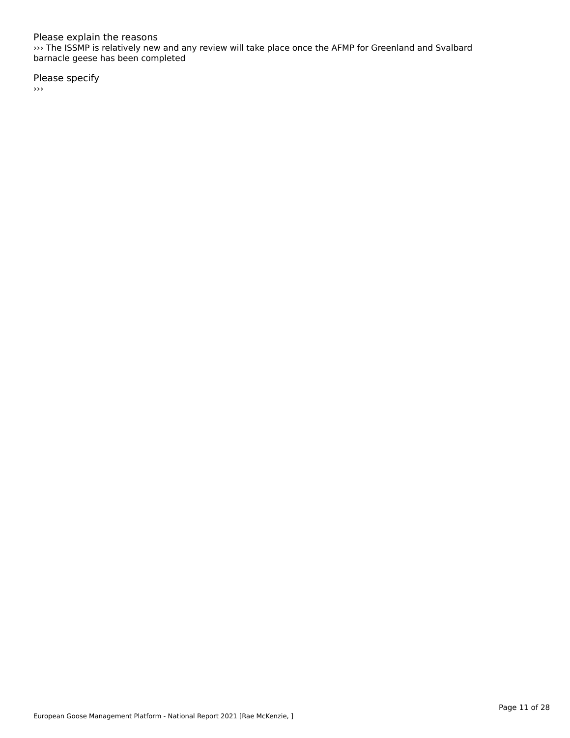Please explain the reasons

››› The ISSMP is relatively new and any review will take place once the AFMP for Greenland and Svalbard barnacle geese has been completed

Please specify

›››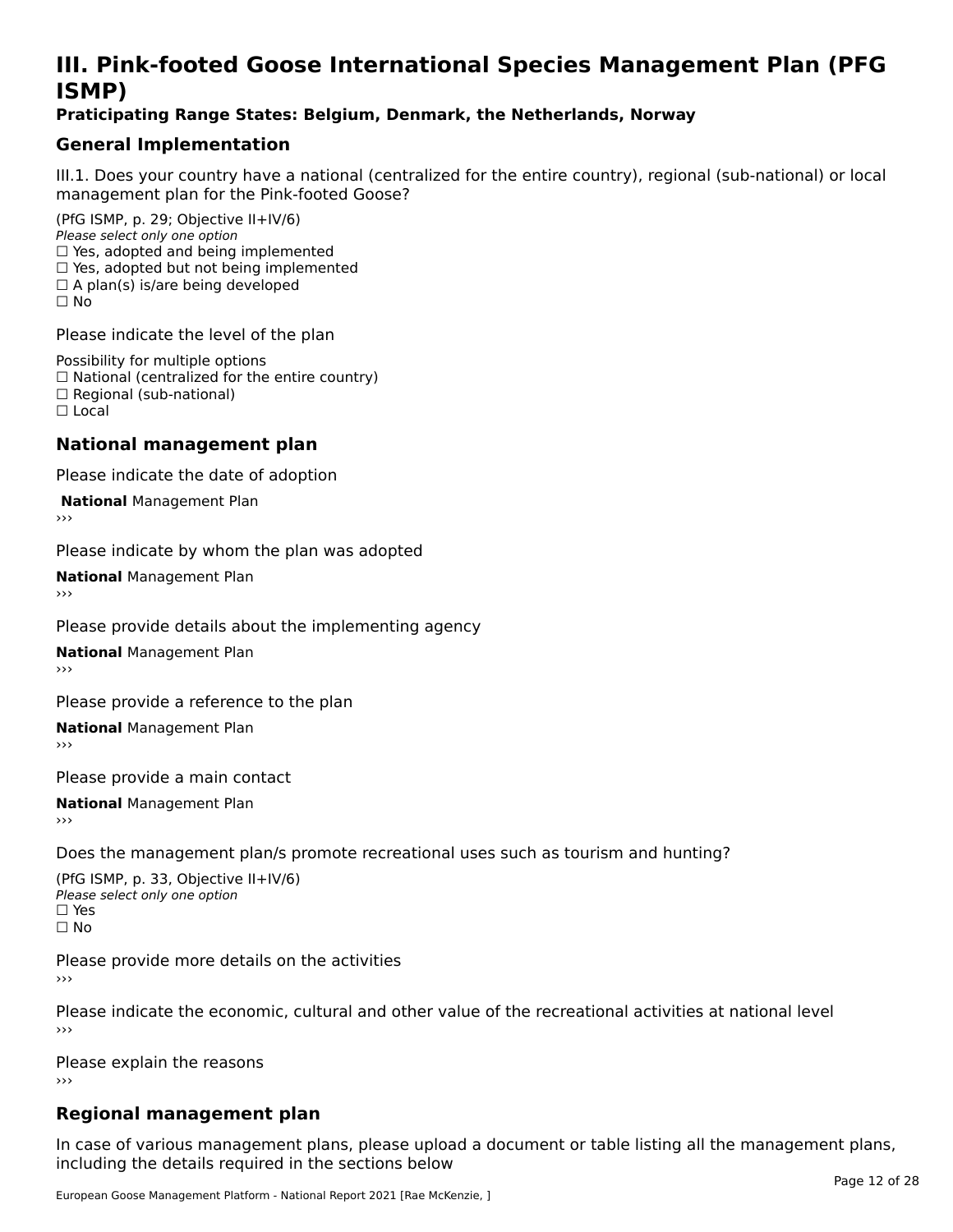# III. Pink-footed Goose International Species Management Plan (PFG ISMP)

**Praticipating Range States: Belgium, Denmark, the Netherlands, Norway**

## General Implementation

III.1. Does your country have a national (centralized for the entire country), regional (sub-national) or local management plan for the Pink-footed Goose?

(PfG ISMP, p. 29; Objective II+IV/6)
*Please select only one option*
☐ Yes, adopted and being implemented
☐ Yes, adopted but not being implemented
☐ A plan(s) is/are being developed
☐ No

Please indicate the level of the plan

Possibility for multiple options
☐ National (centralized for the entire country)
☐ Regional (sub-national)
☐ Local

## National management plan

Please indicate the date of adoption

**National** Management Plan
›››

Please indicate by whom the plan was adopted

**National** Management Plan
›››

Please provide details about the implementing agency

**National** Management Plan
›››

Please provide a reference to the plan

**National** Management Plan
›››

Please provide a main contact

**National** Management Plan
›››

Does the management plan/s promote recreational uses such as tourism and hunting?

(PfG ISMP, p. 33, Objective II+IV/6)
*Please select only one option*
☐ Yes
☐ No

Please provide more details on the activities
›››

Please indicate the economic, cultural and other value of the recreational activities at national level
›››

Please explain the reasons
›››

## Regional management plan

In case of various management plans, please upload a document or table listing all the management plans, including the details required in the sections below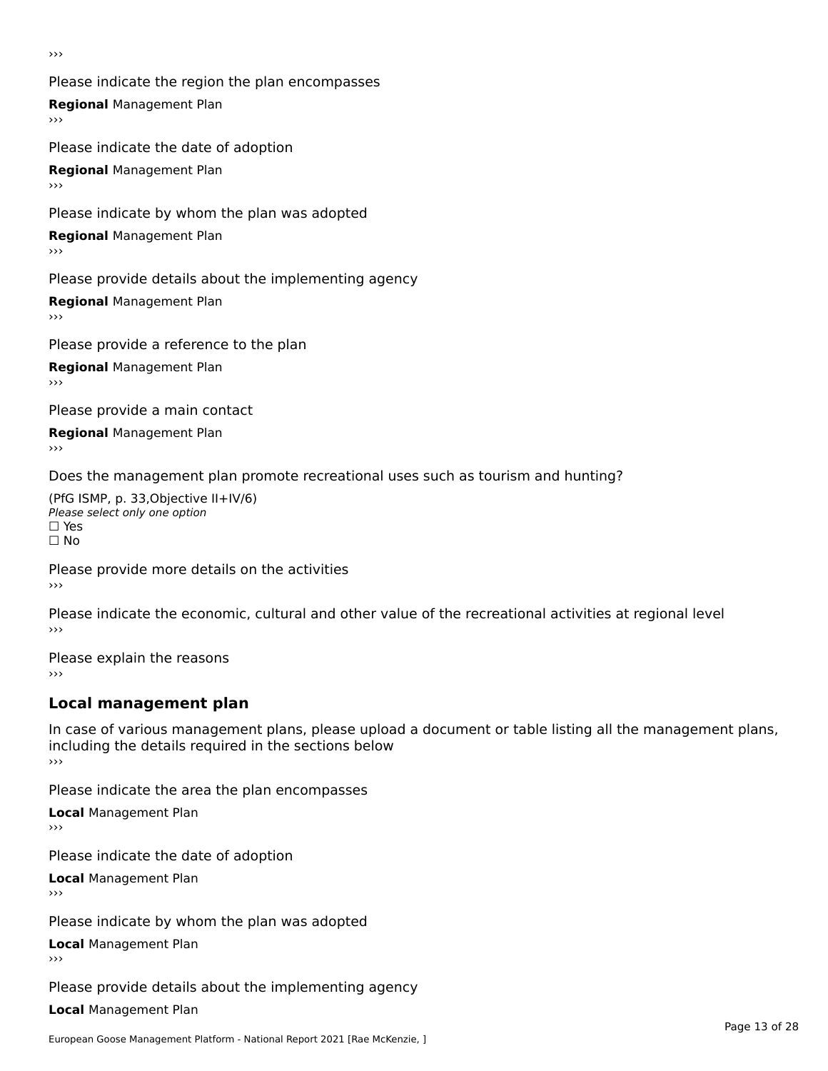›››

Please indicate the region the plan encompasses

**Regional** Management Plan

›››

Please indicate the date of adoption

**Regional** Management Plan

›››

Please indicate by whom the plan was adopted

**Regional** Management Plan

›››

Please provide details about the implementing agency

**Regional** Management Plan

›››

Please provide a reference to the plan

**Regional** Management Plan

›››

Please provide a main contact

**Regional** Management Plan

›››

Does the management plan promote recreational uses such as tourism and hunting?

(PfG ISMP, p. 33,Objective II+IV/6)
*Please select only one option*
☐ Yes
☐ No

Please provide more details on the activities

›››

Please indicate the economic, cultural and other value of the recreational activities at regional level

›››

Please explain the reasons

›››

## Local management plan

In case of various management plans, please upload a document or table listing all the management plans, including the details required in the sections below

›››

Please indicate the area the plan encompasses

**Local** Management Plan

›››

Please indicate the date of adoption

**Local** Management Plan

›››

Please indicate by whom the plan was adopted

**Local** Management Plan

›››

Please provide details about the implementing agency

**Local** Management Plan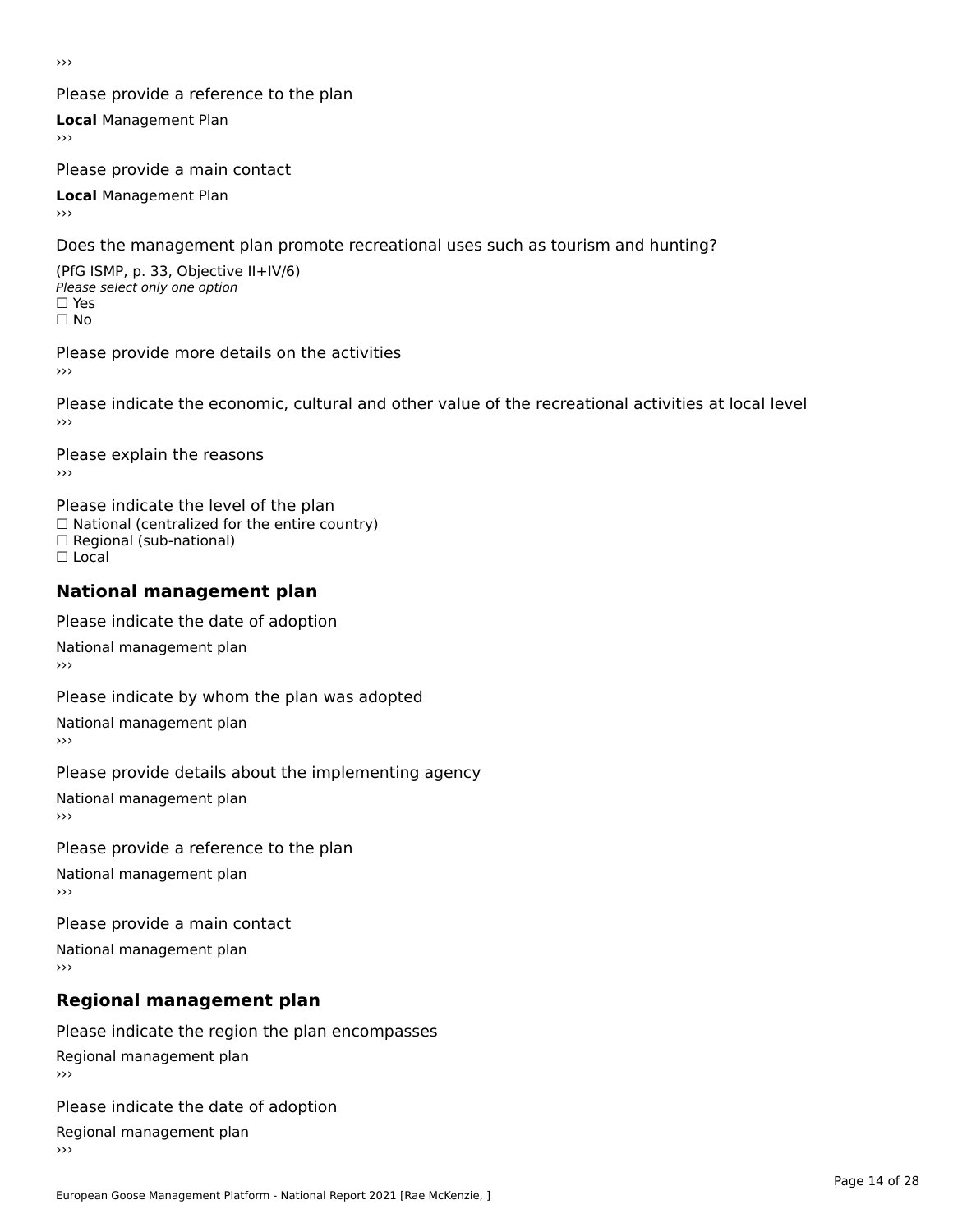›››

Please provide a reference to the plan

**Local** Management Plan

›››

Please provide a main contact

**Local** Management Plan

›››

Does the management plan promote recreational uses such as tourism and hunting?

(PfG ISMP, p. 33, Objective II+IV/6)

*Please select only one option*

☐ Yes

☐ No

Please provide more details on the activities

›››

Please indicate the economic, cultural and other value of the recreational activities at local level

›››

Please explain the reasons

›››

Please indicate the level of the plan

☐ National (centralized for the entire country)

☐ Regional (sub-national)

☐ Local

## National management plan

Please indicate the date of adoption

National management plan

›››

Please indicate by whom the plan was adopted

National management plan

›››

Please provide details about the implementing agency

National management plan

›››

Please provide a reference to the plan

National management plan

›››

Please provide a main contact

National management plan

›››

## Regional management plan

Please indicate the region the plan encompasses

Regional management plan

›››

Please indicate the date of adoption

Regional management plan

›››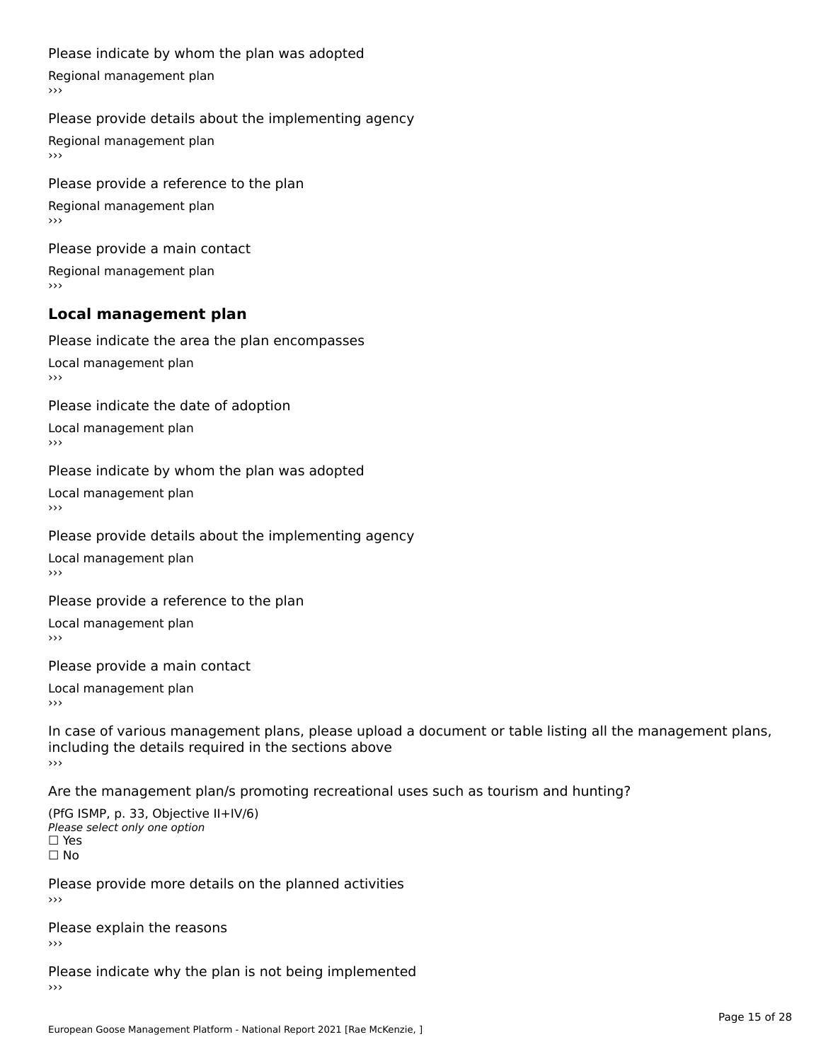Please indicate by whom the plan was adopted

Regional management plan

›››

Please provide details about the implementing agency

Regional management plan

›››

Please provide a reference to the plan

Regional management plan

›››

Please provide a main contact

Regional management plan

›››

## Local management plan

Please indicate the area the plan encompasses

Local management plan

›››

Please indicate the date of adoption

Local management plan

›››

Please indicate by whom the plan was adopted

Local management plan

›››

Please provide details about the implementing agency

Local management plan

›››

Please provide a reference to the plan

Local management plan

›››

Please provide a main contact

Local management plan

›››

In case of various management plans, please upload a document or table listing all the management plans, including the details required in the sections above

›››

Are the management plan/s promoting recreational uses such as tourism and hunting?

(PfG ISMP, p. 33, Objective II+IV/6)

*Please select only one option*

☐ Yes

☐ No

Please provide more details on the planned activities

›››

Please explain the reasons

›››

Please indicate why the plan is not being implemented

›››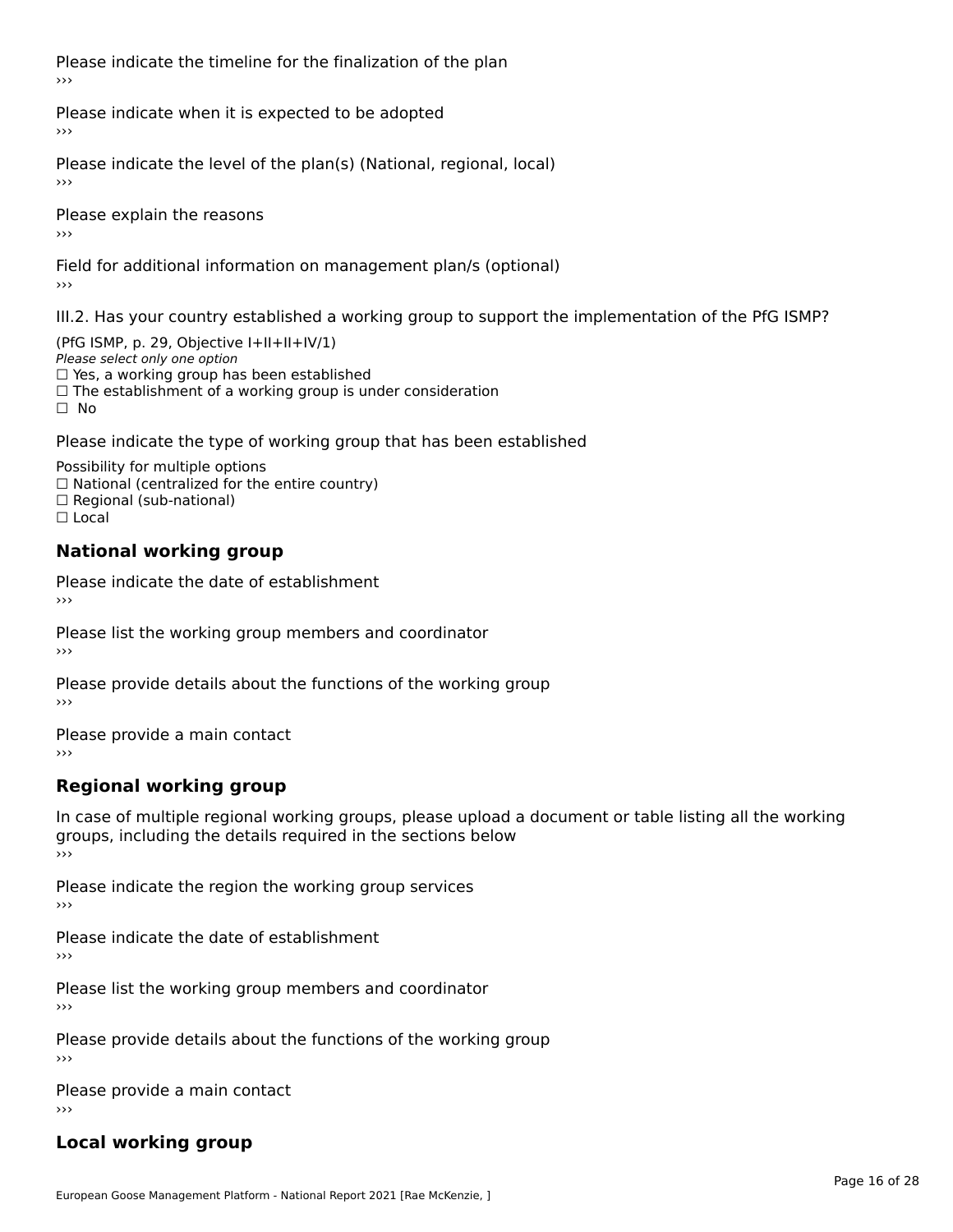Please indicate the timeline for the finalization of the plan

›››

Please indicate when it is expected to be adopted

›››

Please indicate the level of the plan(s) (National, regional, local)

›››

Please explain the reasons

›››

Field for additional information on management plan/s (optional)

›››

III.2. Has your country established a working group to support the implementation of the PfG ISMP?

(PfG ISMP, p. 29, Objective I+II+II+IV/1)
*Please select only one option*
☐ Yes, a working group has been established
☐ The establishment of a working group is under consideration
☐ No

Please indicate the type of working group that has been established

Possibility for multiple options
☐ National (centralized for the entire country)
☐ Regional (sub-national)
☐ Local

## National working group

Please indicate the date of establishment

›››

Please list the working group members and coordinator

›››

Please provide details about the functions of the working group

›››

Please provide a main contact

›››

## Regional working group

In case of multiple regional working groups, please upload a document or table listing all the working groups, including the details required in the sections below

›››

Please indicate the region the working group services

›››

Please indicate the date of establishment

›››

Please list the working group members and coordinator

›››

Please provide details about the functions of the working group

›››

Please provide a main contact

›››

## Local working group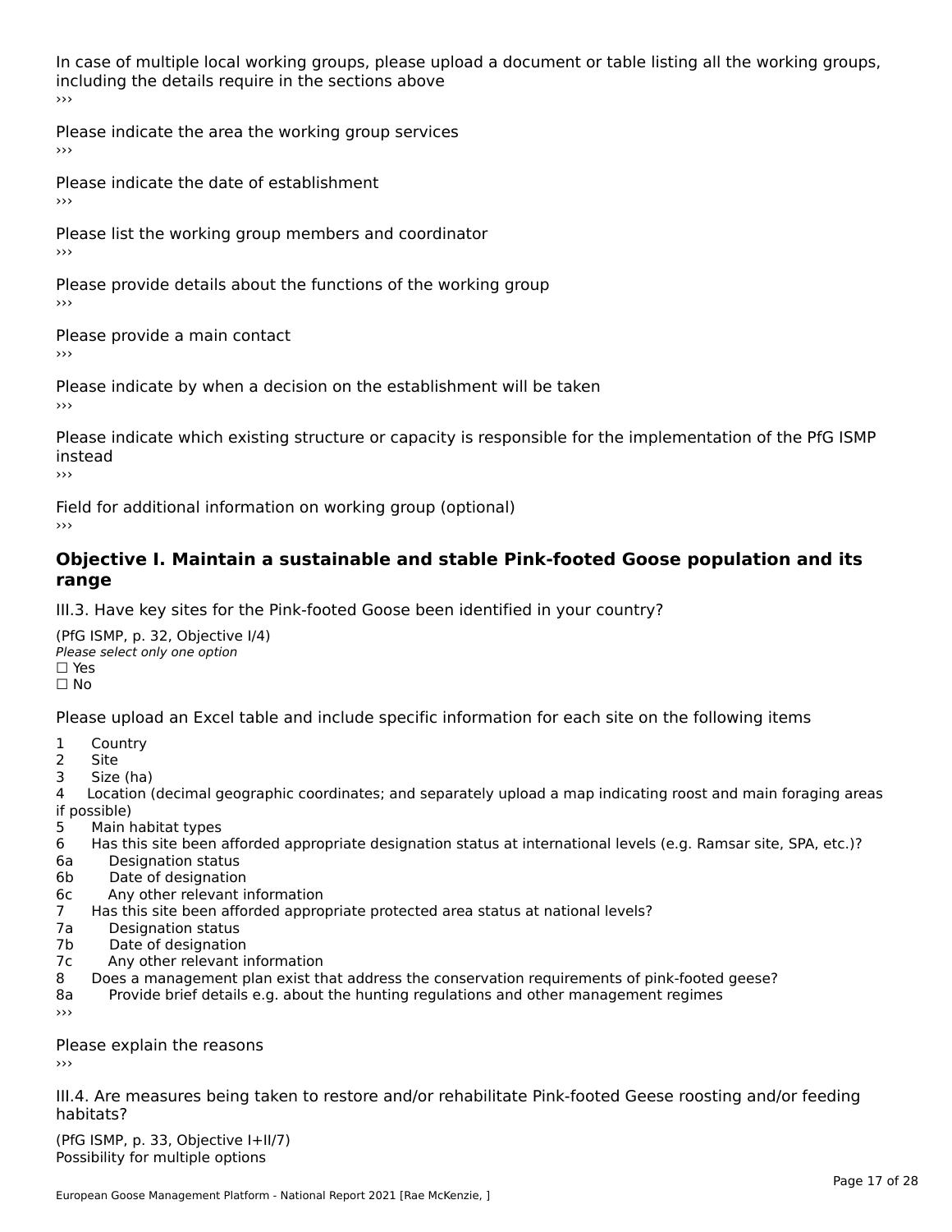In case of multiple local working groups, please upload a document or table listing all the working groups, including the details require in the sections above
›››

Please indicate the area the working group services
›››

Please indicate the date of establishment
›››

Please list the working group members and coordinator
›››

Please provide details about the functions of the working group
›››

Please provide a main contact
›››

Please indicate by when a decision on the establishment will be taken
›››

Please indicate which existing structure or capacity is responsible for the implementation of the PfG ISMP instead
›››

Field for additional information on working group (optional)
›››

## Objective I. Maintain a sustainable and stable Pink-footed Goose population and its range

III.3. Have key sites for the Pink-footed Goose been identified in your country?

(PfG ISMP, p. 32, Objective I/4)
*Please select only one option*
☐ Yes
☐ No

Please upload an Excel table and include specific information for each site on the following items

1 Country
2 Site
3 Size (ha)
4 Location (decimal geographic coordinates; and separately upload a map indicating roost and main foraging areas if possible)
5 Main habitat types
6 Has this site been afforded appropriate designation status at international levels (e.g. Ramsar site, SPA, etc.)?
6a Designation status
6b Date of designation
6c Any other relevant information
7 Has this site been afforded appropriate protected area status at national levels?
7a Designation status
7b Date of designation
7c Any other relevant information
8 Does a management plan exist that address the conservation requirements of pink-footed geese?
8a Provide brief details e.g. about the hunting regulations and other management regimes
›››

Please explain the reasons
›››

III.4. Are measures being taken to restore and/or rehabilitate Pink-footed Geese roosting and/or feeding habitats?

(PfG ISMP, p. 33, Objective I+II/7)
Possibility for multiple options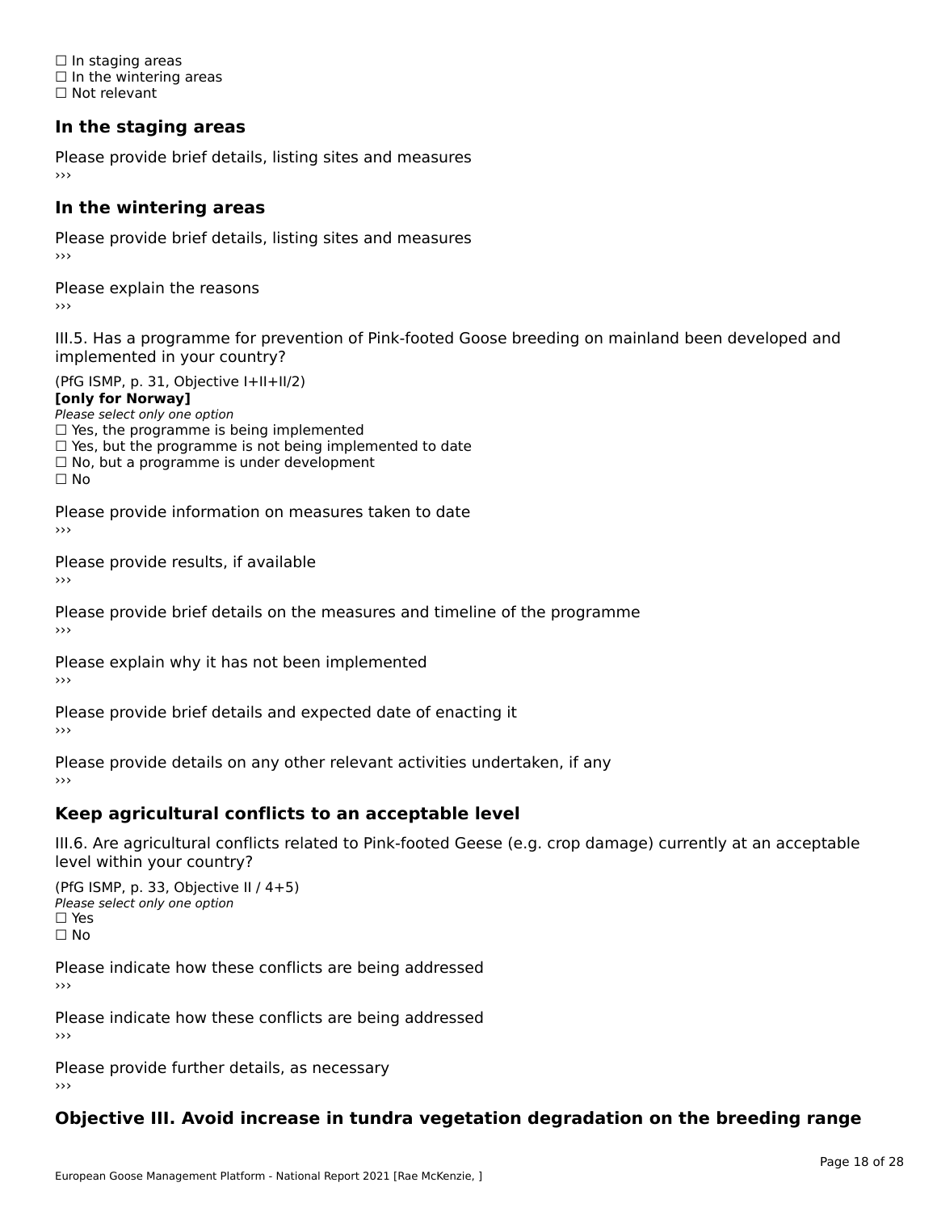☐ In staging areas
☐ In the wintering areas
☐ Not relevant

### In the staging areas

Please provide brief details, listing sites and measures
›››

### In the wintering areas

Please provide brief details, listing sites and measures
›››

Please explain the reasons
›››

III.5. Has a programme for prevention of Pink-footed Goose breeding on mainland been developed and implemented in your country?

(PfG ISMP, p. 31, Objective I+II+II/2)
**[only for Norway]**
*Please select only one option*
☐ Yes, the programme is being implemented
☐ Yes, but the programme is not being implemented to date
☐ No, but a programme is under development
☐ No

Please provide information on measures taken to date
›››

Please provide results, if available
›››

Please provide brief details on the measures and timeline of the programme
›››

Please explain why it has not been implemented
›››

Please provide brief details and expected date of enacting it
›››

Please provide details on any other relevant activities undertaken, if any
›››

### Keep agricultural conflicts to an acceptable level

III.6. Are agricultural conflicts related to Pink-footed Geese (e.g. crop damage) currently at an acceptable level within your country?

(PfG ISMP, p. 33, Objective II / 4+5)
*Please select only one option*
☐ Yes
☐ No

Please indicate how these conflicts are being addressed
›››

Please indicate how these conflicts are being addressed
›››

Please provide further details, as necessary
›››

### Objective III. Avoid increase in tundra vegetation degradation on the breeding range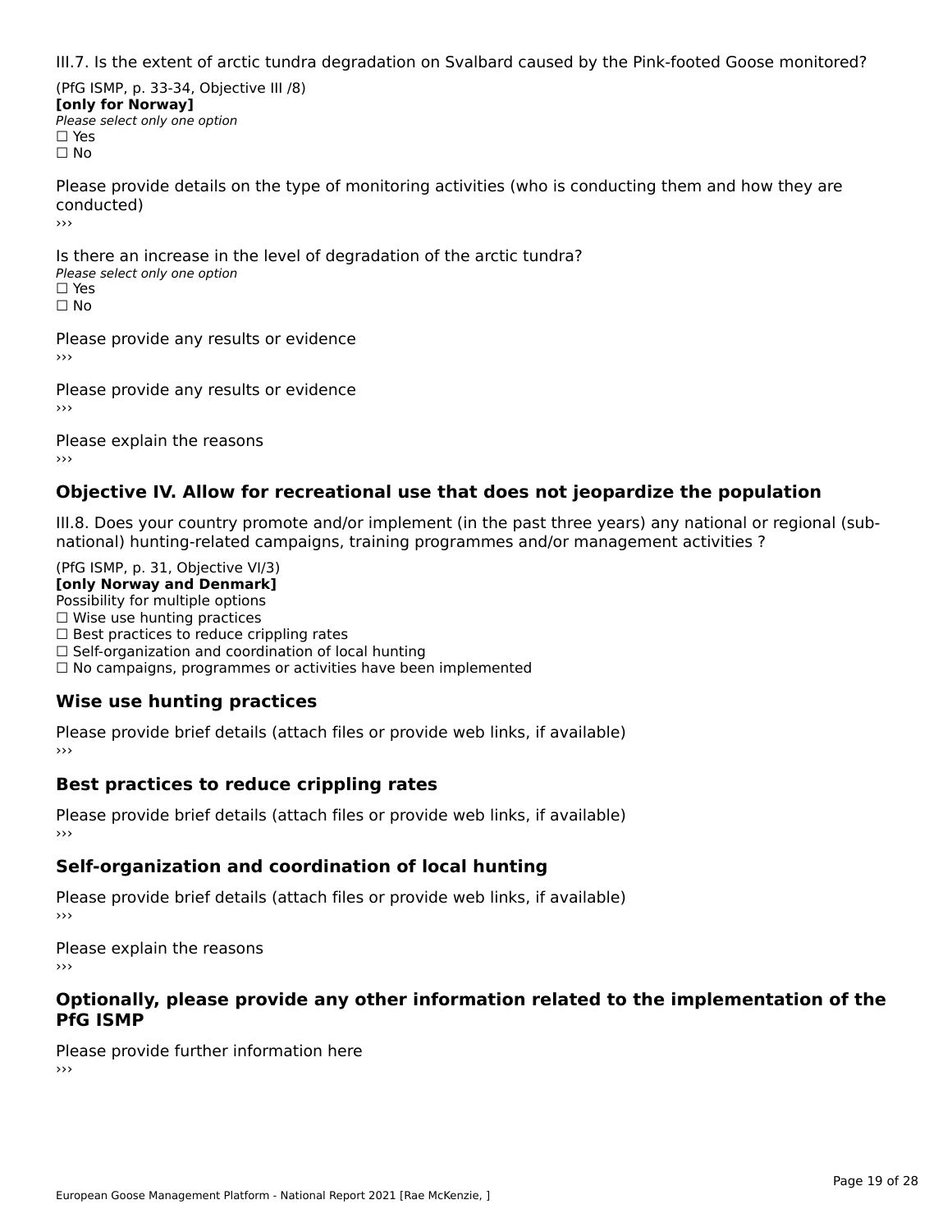III.7. Is the extent of arctic tundra degradation on Svalbard caused by the Pink-footed Goose monitored?

(PfG ISMP, p. 33-34, Objective III /8)
**[only for Norway]**
*Please select only one option*
☐ Yes
☐ No

Please provide details on the type of monitoring activities (who is conducting them and how they are conducted)
›››

Is there an increase in the level of degradation of the arctic tundra?
*Please select only one option*
☐ Yes
☐ No

Please provide any results or evidence
›››

Please provide any results or evidence
›››

Please explain the reasons
›››

## Objective IV. Allow for recreational use that does not jeopardize the population

III.8. Does your country promote and/or implement (in the past three years) any national or regional (sub-national) hunting-related campaigns, training programmes and/or management activities ?

(PfG ISMP, p. 31, Objective VI/3)
**[only Norway and Denmark]**
Possibility for multiple options
☐ Wise use hunting practices
☐ Best practices to reduce crippling rates
☐ Self-organization and coordination of local hunting
☐ No campaigns, programmes or activities have been implemented

### Wise use hunting practices

Please provide brief details (attach files or provide web links, if available)
›››

### Best practices to reduce crippling rates

Please provide brief details (attach files or provide web links, if available)
›››

### Self-organization and coordination of local hunting

Please provide brief details (attach files or provide web links, if available)
›››

Please explain the reasons
›››

## Optionally, please provide any other information related to the implementation of the PfG ISMP

Please provide further information here
›››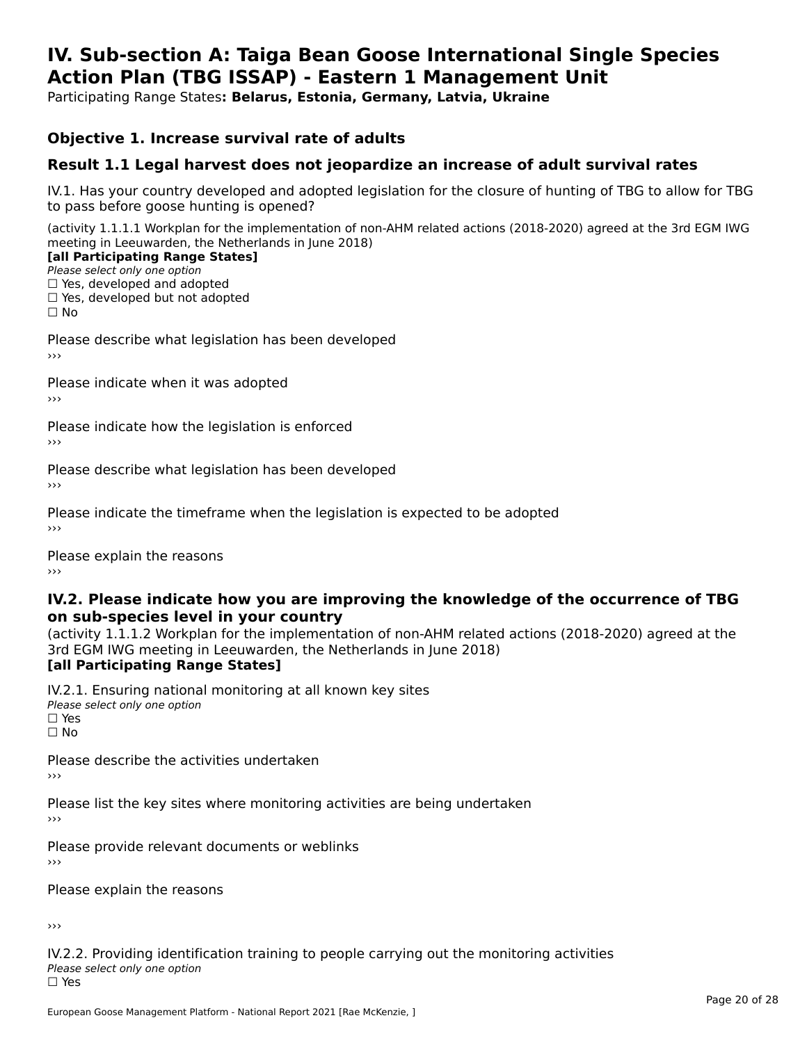# IV. Sub-section A: Taiga Bean Goose International Single Species Action Plan (TBG ISSAP) - Eastern 1 Management Unit

Participating Range States**: Belarus, Estonia, Germany, Latvia, Ukraine**

## Objective 1. Increase survival rate of adults

## Result 1.1 Legal harvest does not jeopardize an increase of adult survival rates

IV.1. Has your country developed and adopted legislation for the closure of hunting of TBG to allow for TBG to pass before goose hunting is opened?

(activity 1.1.1.1 Workplan for the implementation of non-AHM related actions (2018-2020) agreed at the 3rd EGM IWG meeting in Leeuwarden, the Netherlands in June 2018)
**[all Participating Range States]**
*Please select only one option*
☐ Yes, developed and adopted
☐ Yes, developed but not adopted
☐ No

Please describe what legislation has been developed
›››

Please indicate when it was adopted
›››

Please indicate how the legislation is enforced
›››

Please describe what legislation has been developed
›››

Please indicate the timeframe when the legislation is expected to be adopted
›››

Please explain the reasons
›››

## IV.2. Please indicate how you are improving the knowledge of the occurrence of TBG on sub-species level in your country

(activity 1.1.1.2 Workplan for the implementation of non-AHM related actions (2018-2020) agreed at the 3rd EGM IWG meeting in Leeuwarden, the Netherlands in June 2018)
**[all Participating Range States]**

IV.2.1. Ensuring national monitoring at all known key sites
*Please select only one option*
☐ Yes
☐ No

Please describe the activities undertaken
›››

Please list the key sites where monitoring activities are being undertaken
›››

Please provide relevant documents or weblinks
›››

Please explain the reasons

›››

IV.2.2. Providing identification training to people carrying out the monitoring activities
*Please select only one option*
☐ Yes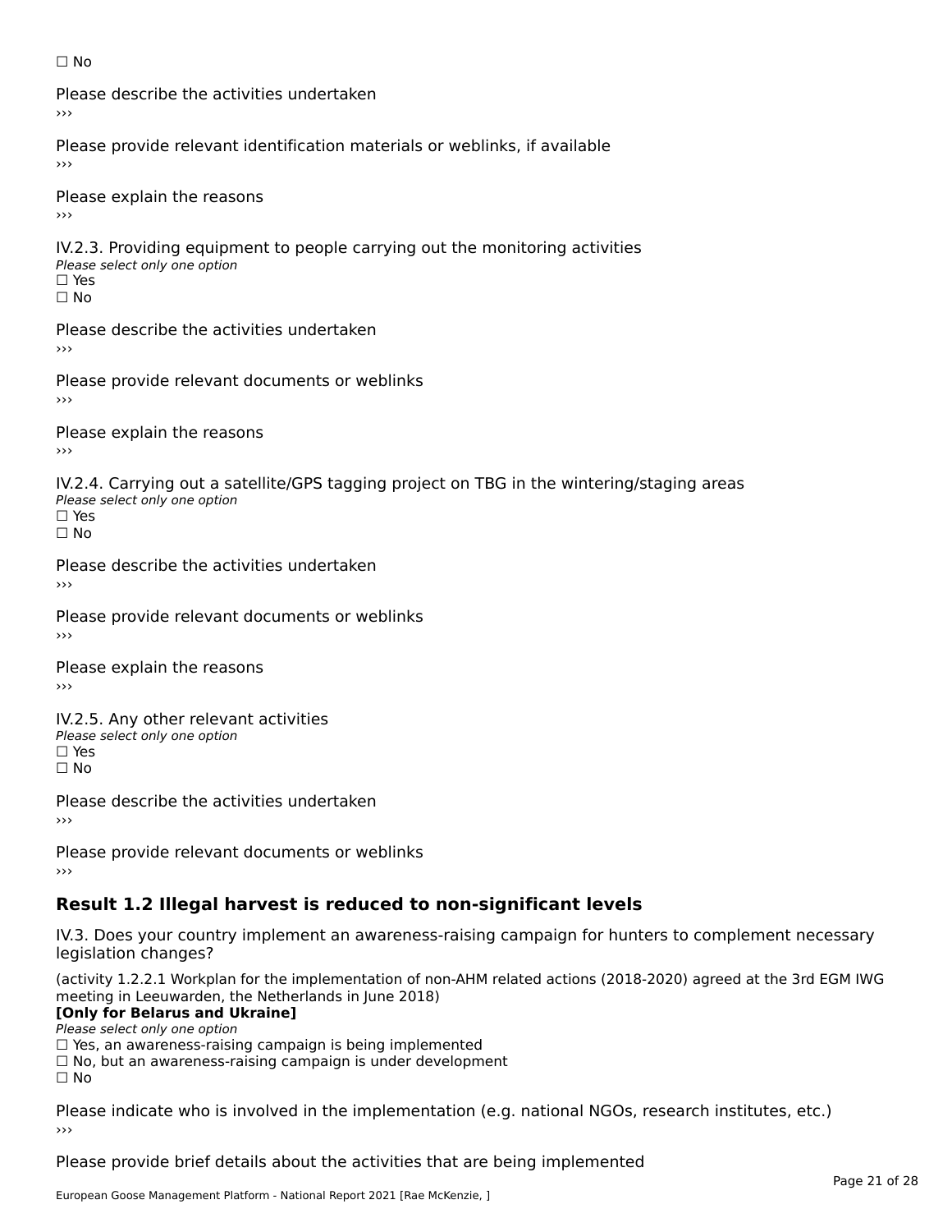☐ No

Please describe the activities undertaken
›››

Please provide relevant identification materials or weblinks, if available
›››

Please explain the reasons
›››

IV.2.3. Providing equipment to people carrying out the monitoring activities
*Please select only one option*
☐ Yes
☐ No

Please describe the activities undertaken
›››

Please provide relevant documents or weblinks
›››

Please explain the reasons
›››

IV.2.4. Carrying out a satellite/GPS tagging project on TBG in the wintering/staging areas
*Please select only one option*
☐ Yes
☐ No

Please describe the activities undertaken
›››

Please provide relevant documents or weblinks
›››

Please explain the reasons
›››

IV.2.5. Any other relevant activities
*Please select only one option*
☐ Yes
☐ No

Please describe the activities undertaken
›››

Please provide relevant documents or weblinks
›››

## Result 1.2 Illegal harvest is reduced to non-significant levels

IV.3. Does your country implement an awareness-raising campaign for hunters to complement necessary legislation changes?

(activity 1.2.2.1 Workplan for the implementation of non-AHM related actions (2018-2020) agreed at the 3rd EGM IWG meeting in Leeuwarden, the Netherlands in June 2018)
**[Only for Belarus and Ukraine]**
*Please select only one option*
☐ Yes, an awareness-raising campaign is being implemented
☐ No, but an awareness-raising campaign is under development
☐ No

Please indicate who is involved in the implementation (e.g. national NGOs, research institutes, etc.)
›››

Please provide brief details about the activities that are being implemented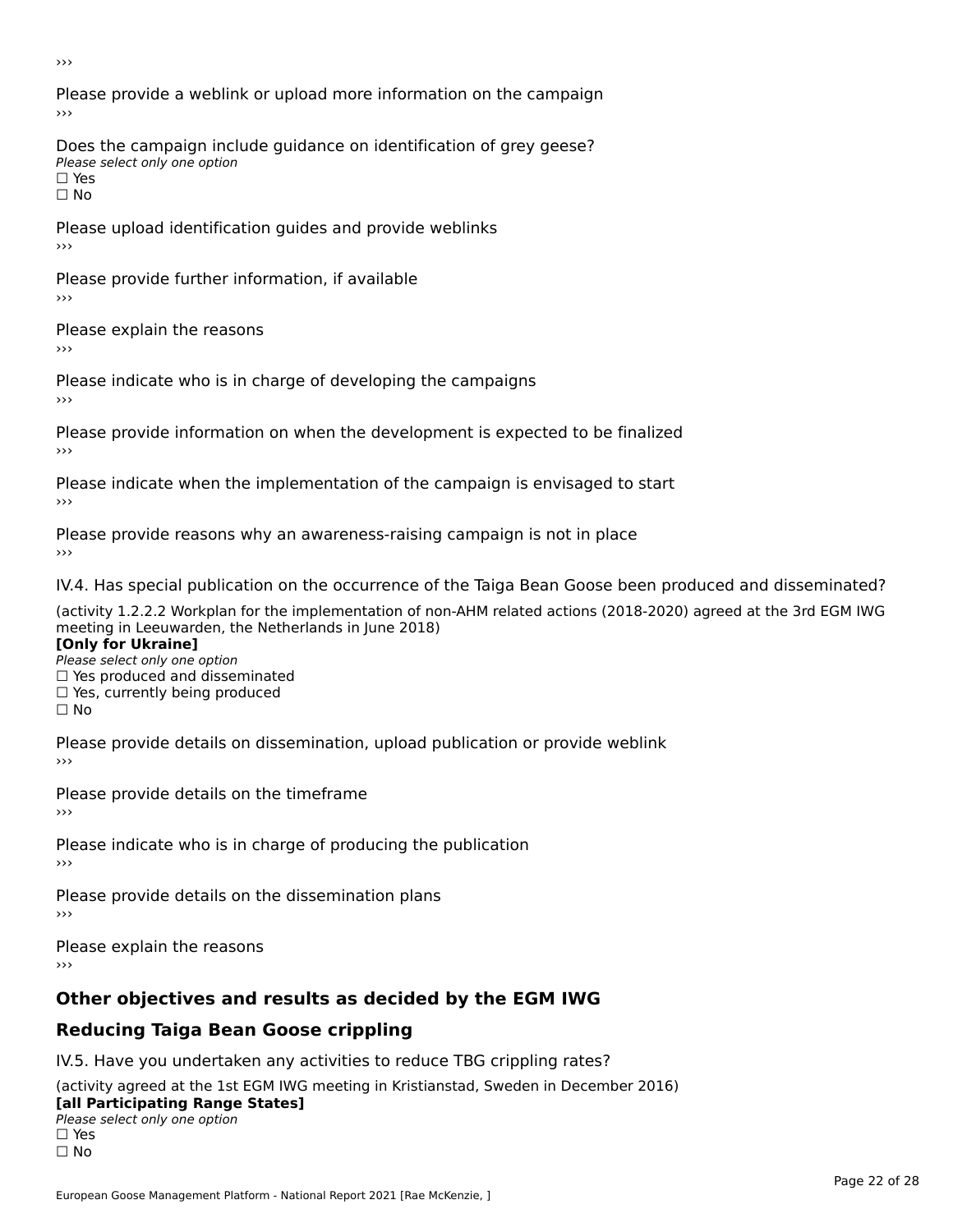›››

Please provide a weblink or upload more information on the campaign

›››

Does the campaign include guidance on identification of grey geese?

*Please select only one option*

☐ Yes

☐ No

Please upload identification guides and provide weblinks

›››

Please provide further information, if available

›››

Please explain the reasons

›››

Please indicate who is in charge of developing the campaigns

›››

Please provide information on when the development is expected to be finalized

›››

Please indicate when the implementation of the campaign is envisaged to start

›››

Please provide reasons why an awareness-raising campaign is not in place

›››

IV.4. Has special publication on the occurrence of the Taiga Bean Goose been produced and disseminated?

(activity 1.2.2.2 Workplan for the implementation of non-AHM related actions (2018-2020) agreed at the 3rd EGM IWG meeting in Leeuwarden, the Netherlands in June 2018)

**[Only for Ukraine]**

*Please select only one option*

☐ Yes produced and disseminated

☐ Yes, currently being produced

☐ No

Please provide details on dissemination, upload publication or provide weblink

›››

Please provide details on the timeframe

›››

Please indicate who is in charge of producing the publication

›››

Please provide details on the dissemination plans

›››

Please explain the reasons

›››

## Other objectives and results as decided by the EGM IWG

## Reducing Taiga Bean Goose crippling

IV.5. Have you undertaken any activities to reduce TBG crippling rates?

(activity agreed at the 1st EGM IWG meeting in Kristianstad, Sweden in December 2016)

**[all Participating Range States]**

*Please select only one option*

☐ Yes

☐ No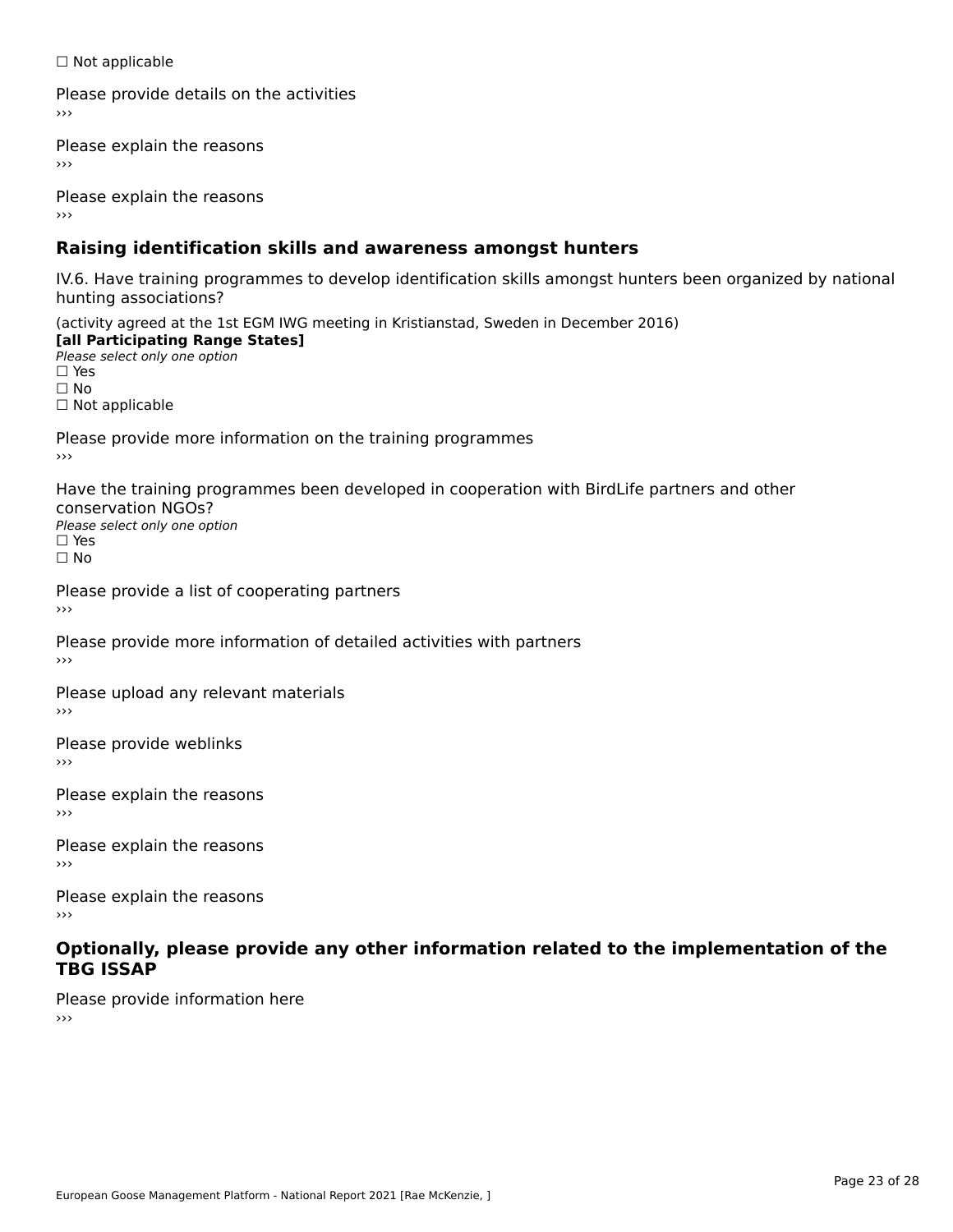☐ Not applicable

Please provide details on the activities
›››

Please explain the reasons
›››

Please explain the reasons
›››

## Raising identification skills and awareness amongst hunters

IV.6. Have training programmes to develop identification skills amongst hunters been organized by national hunting associations?

(activity agreed at the 1st EGM IWG meeting in Kristianstad, Sweden in December 2016)
**[all Participating Range States]**
*Please select only one option*
☐ Yes
☐ No
☐ Not applicable

Please provide more information on the training programmes
›››

Have the training programmes been developed in cooperation with BirdLife partners and other conservation NGOs?
*Please select only one option*
☐ Yes
☐ No

Please provide a list of cooperating partners
›››

Please provide more information of detailed activities with partners
›››

Please upload any relevant materials
›››

Please provide weblinks
›››

Please explain the reasons
›››

Please explain the reasons
›››

Please explain the reasons
›››

## Optionally, please provide any other information related to the implementation of the TBG ISSAP

Please provide information here
›››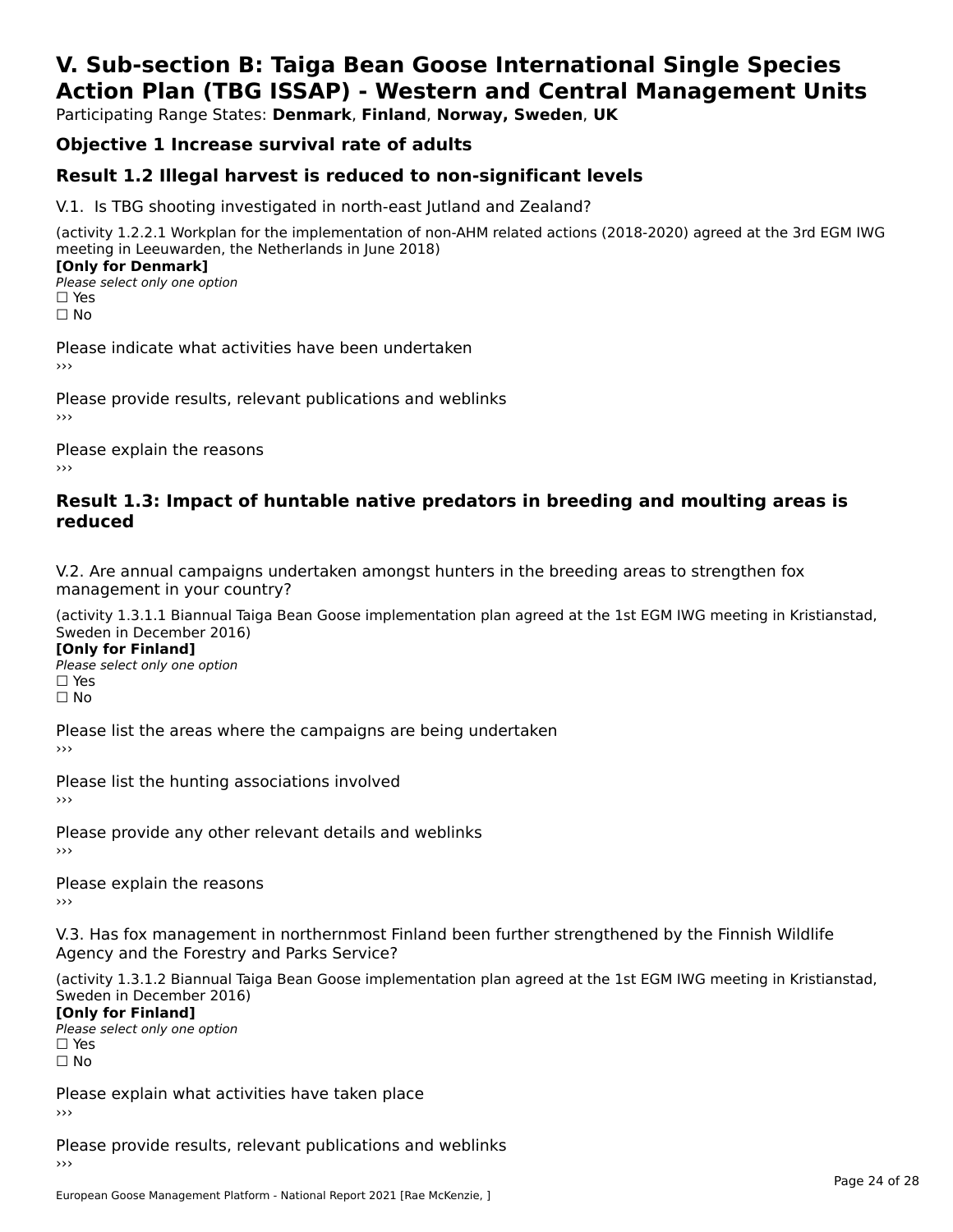# V. Sub-section B: Taiga Bean Goose International Single Species Action Plan (TBG ISSAP) - Western and Central Management Units

Participating Range States: **Denmark**, **Finland**, **Norway, Sweden**, **UK**

## Objective 1 Increase survival rate of adults

## Result 1.2 Illegal harvest is reduced to non-significant levels

V.1. Is TBG shooting investigated in north-east Jutland and Zealand?

(activity 1.2.2.1 Workplan for the implementation of non-AHM related actions (2018-2020) agreed at the 3rd EGM IWG meeting in Leeuwarden, the Netherlands in June 2018)

**[Only for Denmark]**

*Please select only one option*

☐ Yes

☐ No

Please indicate what activities have been undertaken

›››

Please provide results, relevant publications and weblinks

›››

Please explain the reasons

›››

## Result 1.3: Impact of huntable native predators in breeding and moulting areas is reduced

V.2. Are annual campaigns undertaken amongst hunters in the breeding areas to strengthen fox management in your country?

(activity 1.3.1.1 Biannual Taiga Bean Goose implementation plan agreed at the 1st EGM IWG meeting in Kristianstad, Sweden in December 2016)

**[Only for Finland]**

*Please select only one option*

☐ Yes

☐ No

Please list the areas where the campaigns are being undertaken

›››

Please list the hunting associations involved

›››

Please provide any other relevant details and weblinks

›››

Please explain the reasons

›››

V.3. Has fox management in northernmost Finland been further strengthened by the Finnish Wildlife Agency and the Forestry and Parks Service?

(activity 1.3.1.2 Biannual Taiga Bean Goose implementation plan agreed at the 1st EGM IWG meeting in Kristianstad, Sweden in December 2016)

**[Only for Finland]**

*Please select only one option*

☐ Yes

☐ No

Please explain what activities have taken place

›››

Please provide results, relevant publications and weblinks

›››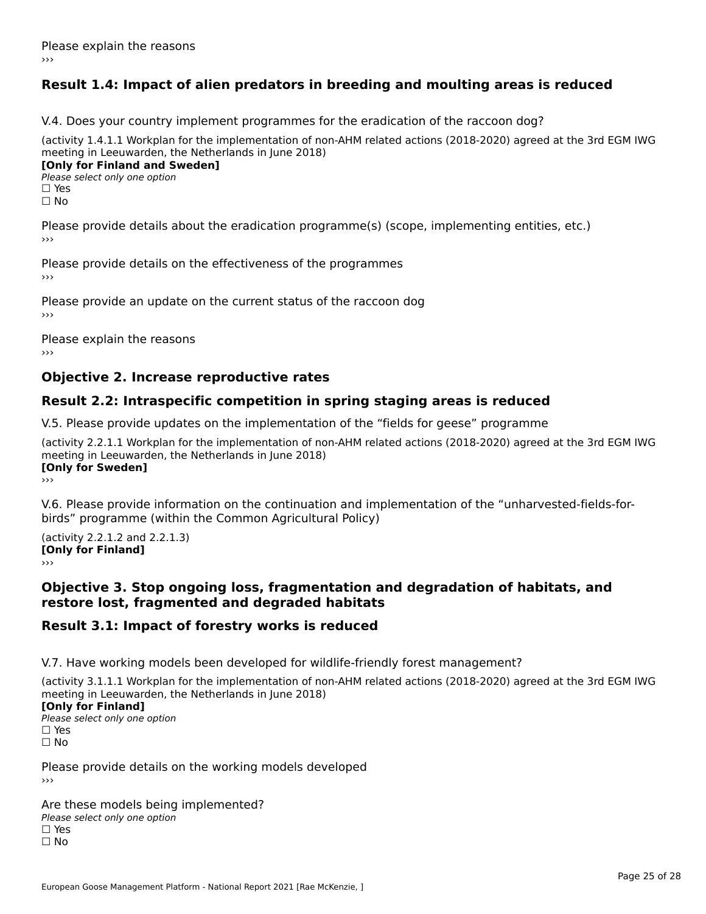Please explain the reasons
›››

## Result 1.4: Impact of alien predators in breeding and moulting areas is reduced

V.4. Does your country implement programmes for the eradication of the raccoon dog?

(activity 1.4.1.1 Workplan for the implementation of non-AHM related actions (2018-2020) agreed at the 3rd EGM IWG meeting in Leeuwarden, the Netherlands in June 2018)
**[Only for Finland and Sweden]**
*Please select only one option*
☐ Yes
☐ No

Please provide details about the eradication programme(s) (scope, implementing entities, etc.)
›››

Please provide details on the effectiveness of the programmes
›››

Please provide an update on the current status of the raccoon dog
›››

Please explain the reasons
›››

## Objective 2. Increase reproductive rates

## Result 2.2: Intraspecific competition in spring staging areas is reduced

V.5. Please provide updates on the implementation of the “fields for geese” programme

(activity 2.2.1.1 Workplan for the implementation of non-AHM related actions (2018-2020) agreed at the 3rd EGM IWG meeting in Leeuwarden, the Netherlands in June 2018)
**[Only for Sweden]**
›››

V.6. Please provide information on the continuation and implementation of the “unharvested-fields-for-birds” programme (within the Common Agricultural Policy)

(activity 2.2.1.2 and 2.2.1.3)
**[Only for Finland]**
›››

## Objective 3. Stop ongoing loss, fragmentation and degradation of habitats, and restore lost, fragmented and degraded habitats

## Result 3.1: Impact of forestry works is reduced

V.7. Have working models been developed for wildlife-friendly forest management?

(activity 3.1.1.1 Workplan for the implementation of non-AHM related actions (2018-2020) agreed at the 3rd EGM IWG meeting in Leeuwarden, the Netherlands in June 2018)
**[Only for Finland]**
*Please select only one option*
☐ Yes
☐ No

Please provide details on the working models developed
›››

Are these models being implemented?
*Please select only one option*
☐ Yes
☐ No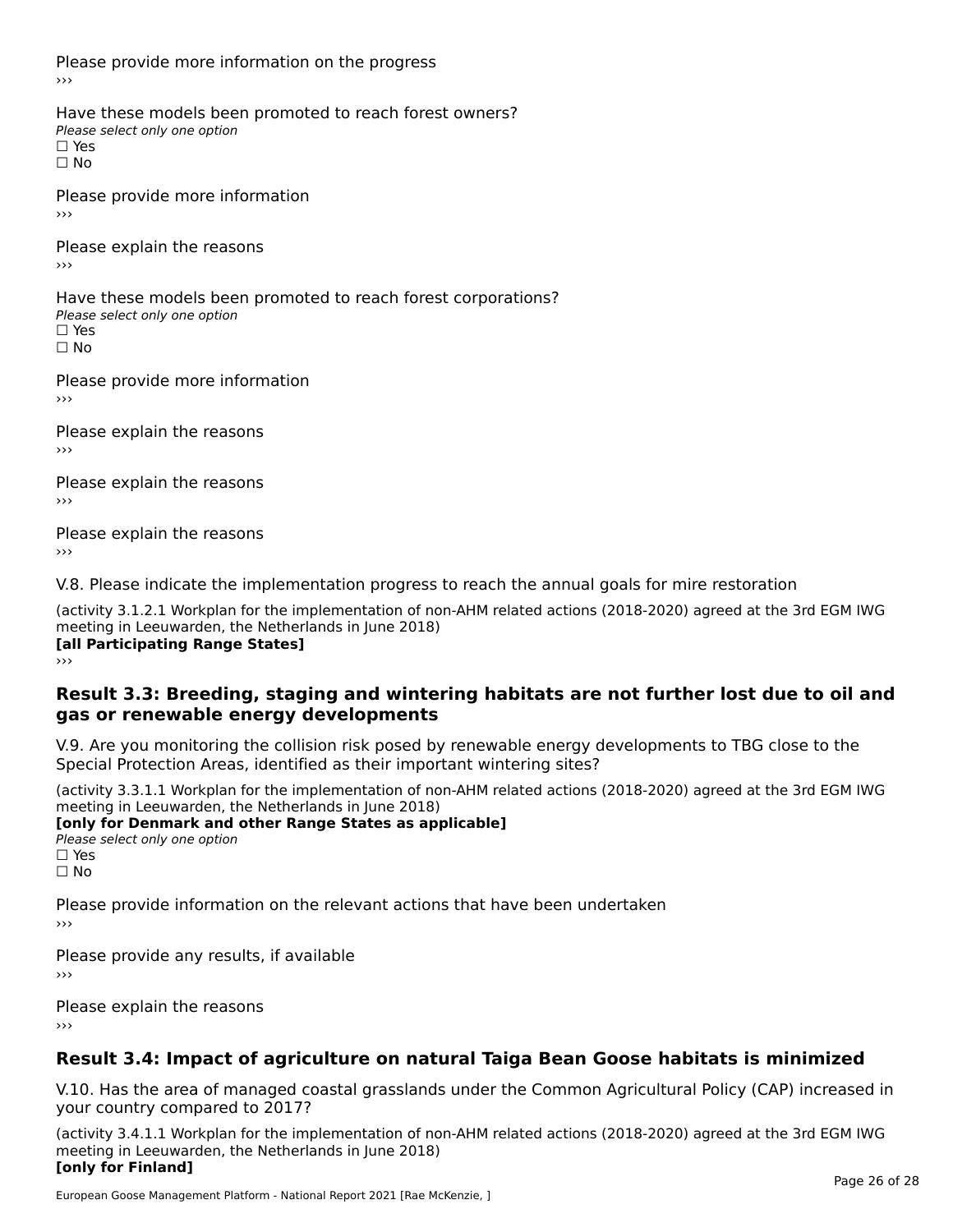Please provide more information on the progress

›››

Have these models been promoted to reach forest owners?

*Please select only one option*

☐ Yes

☐ No

Please provide more information

›››

Please explain the reasons

›››

Have these models been promoted to reach forest corporations?

*Please select only one option*

☐ Yes

☐ No

Please provide more information

›››

Please explain the reasons

›››

Please explain the reasons

›››

Please explain the reasons

›››

V.8. Please indicate the implementation progress to reach the annual goals for mire restoration

(activity 3.1.2.1 Workplan for the implementation of non-AHM related actions (2018-2020) agreed at the 3rd EGM IWG meeting in Leeuwarden, the Netherlands in June 2018)

**[all Participating Range States]**

›››

## Result 3.3: Breeding, staging and wintering habitats are not further lost due to oil and gas or renewable energy developments

V.9. Are you monitoring the collision risk posed by renewable energy developments to TBG close to the Special Protection Areas, identified as their important wintering sites?

(activity 3.3.1.1 Workplan for the implementation of non-AHM related actions (2018-2020) agreed at the 3rd EGM IWG meeting in Leeuwarden, the Netherlands in June 2018)

**[only for Denmark and other Range States as applicable]**

*Please select only one option*

☐ Yes

☐ No

Please provide information on the relevant actions that have been undertaken

›››

Please provide any results, if available

›››

Please explain the reasons

›››

## Result 3.4: Impact of agriculture on natural Taiga Bean Goose habitats is minimized

V.10. Has the area of managed coastal grasslands under the Common Agricultural Policy (CAP) increased in your country compared to 2017?

(activity 3.4.1.1 Workplan for the implementation of non-AHM related actions (2018-2020) agreed at the 3rd EGM IWG meeting in Leeuwarden, the Netherlands in June 2018)

**[only for Finland]**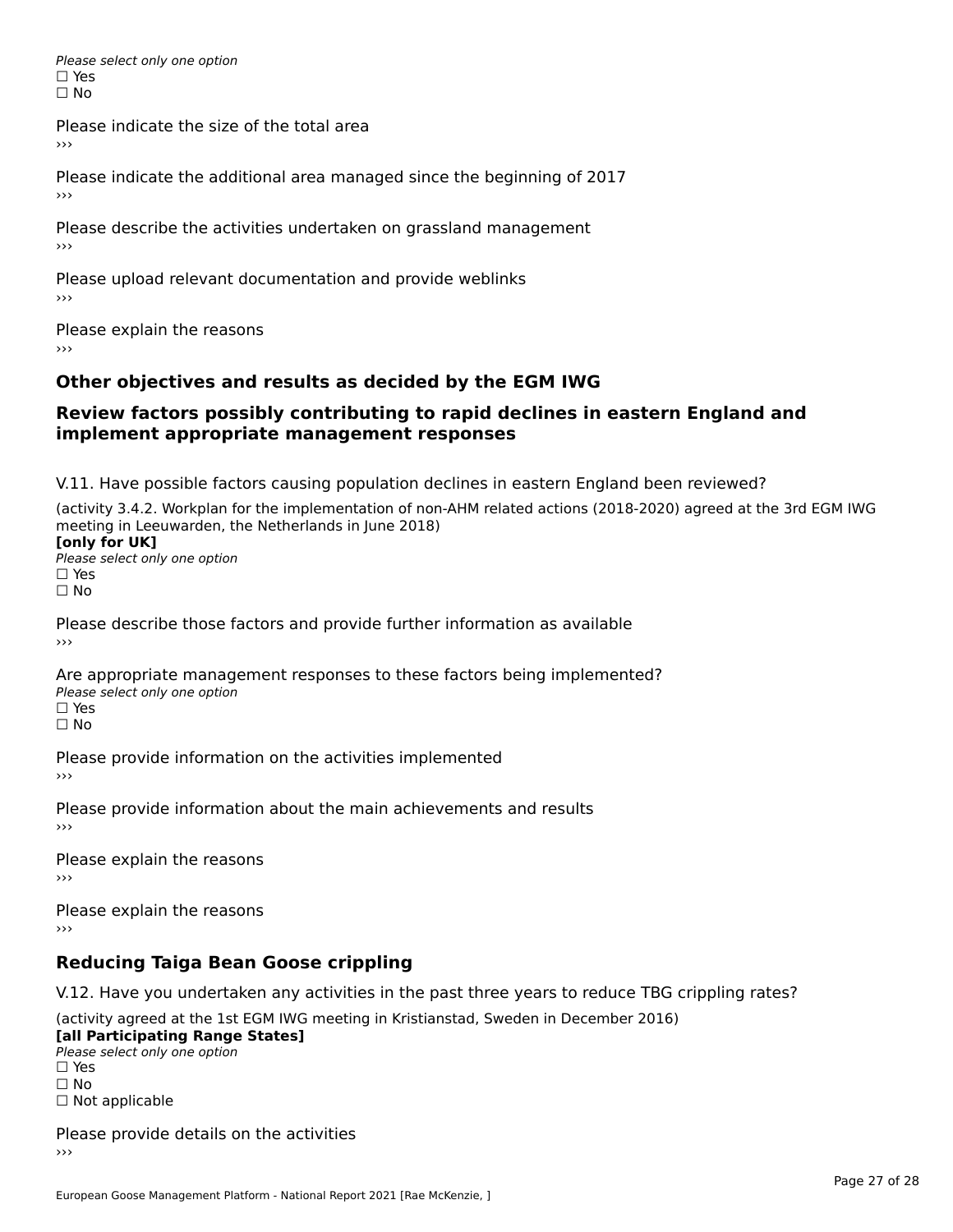*Please select only one option*
☐ Yes
☐ No

Please indicate the size of the total area
›››

Please indicate the additional area managed since the beginning of 2017
›››

Please describe the activities undertaken on grassland management
›››

Please upload relevant documentation and provide weblinks
›››

Please explain the reasons
›››

## Other objectives and results as decided by the EGM IWG

## Review factors possibly contributing to rapid declines in eastern England and implement appropriate management responses

V.11. Have possible factors causing population declines in eastern England been reviewed?

(activity 3.4.2. Workplan for the implementation of non-AHM related actions (2018-2020) agreed at the 3rd EGM IWG meeting in Leeuwarden, the Netherlands in June 2018)
**[only for UK]**
*Please select only one option*
☐ Yes
☐ No

Please describe those factors and provide further information as available
›››

Are appropriate management responses to these factors being implemented?
*Please select only one option*
☐ Yes
☐ No

Please provide information on the activities implemented
›››

Please provide information about the main achievements and results
›››

Please explain the reasons
›››

Please explain the reasons
›››

## Reducing Taiga Bean Goose crippling

V.12. Have you undertaken any activities in the past three years to reduce TBG crippling rates?

(activity agreed at the 1st EGM IWG meeting in Kristianstad, Sweden in December 2016)
**[all Participating Range States]**
*Please select only one option*
☐ Yes
☐ No
☐ Not applicable

Please provide details on the activities
›››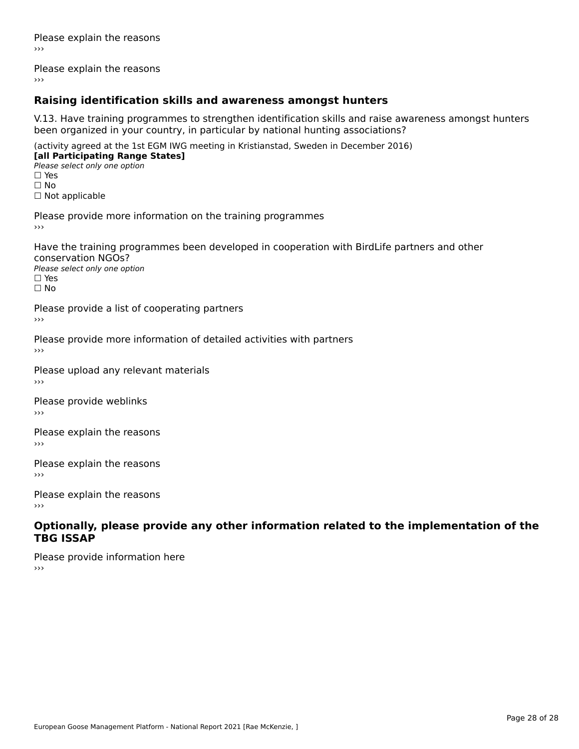Please explain the reasons
›››

Please explain the reasons
›››

## Raising identification skills and awareness amongst hunters

V.13. Have training programmes to strengthen identification skills and raise awareness amongst hunters been organized in your country, in particular by national hunting associations?

(activity agreed at the 1st EGM IWG meeting in Kristianstad, Sweden in December 2016)
**[all Participating Range States]**
*Please select only one option*
☐ Yes
☐ No
☐ Not applicable

Please provide more information on the training programmes
›››

Have the training programmes been developed in cooperation with BirdLife partners and other conservation NGOs?
*Please select only one option*
☐ Yes
☐ No

Please provide a list of cooperating partners
›››

Please provide more information of detailed activities with partners
›››

Please upload any relevant materials
›››

Please provide weblinks
›››

Please explain the reasons
›››

Please explain the reasons
›››

Please explain the reasons
›››

## Optionally, please provide any other information related to the implementation of the TBG ISSAP

Please provide information here
›››